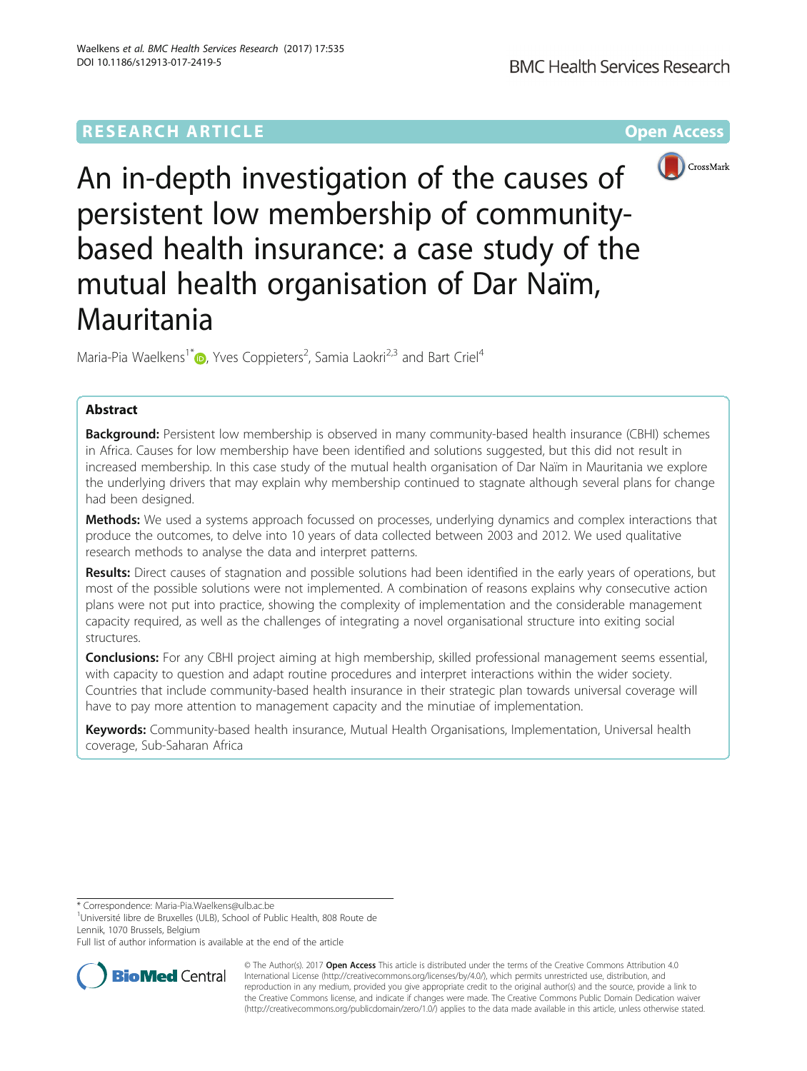RESEARCH ARTICLE

Open Access

# An in-depth investigation of the causes of persistent low membership of community-based health insurance: a case study of the mutual health organisation of Dar Naïm, Mauritania

Maria-Pia Waelkens[1*], Yves Coppieters[2], Samia Laokri[2,3] and Bart Criel[4]

## Abstract

**Background:** Persistent low membership is observed in many community-based health insurance (CBHI) schemes in Africa. Causes for low membership have been identified and solutions suggested, but this did not result in increased membership. In this case study of the mutual health organisation of Dar Naïm in Mauritania we explore the underlying drivers that may explain why membership continued to stagnate although several plans for change had been designed.

**Methods:** We used a systems approach focussed on processes, underlying dynamics and complex interactions that produce the outcomes, to delve into 10 years of data collected between 2003 and 2012. We used qualitative research methods to analyse the data and interpret patterns.

**Results:** Direct causes of stagnation and possible solutions had been identified in the early years of operations, but most of the possible solutions were not implemented. A combination of reasons explains why consecutive action plans were not put into practice, showing the complexity of implementation and the considerable management capacity required, as well as the challenges of integrating a novel organisational structure into exiting social structures.

**Conclusions:** For any CBHI project aiming at high membership, skilled professional management seems essential, with capacity to question and adapt routine procedures and interpret interactions within the wider society. Countries that include community-based health insurance in their strategic plan towards universal coverage will have to pay more attention to management capacity and the minutiae of implementation.

**Keywords:** Community-based health insurance, Mutual Health Organisations, Implementation, Universal health coverage, Sub-Saharan Africa

\* Correspondence: Maria-Pia.Waelkens@ulb.ac.be

[1]Université libre de Bruxelles (ULB), School of Public Health, 808 Route de Lennik, 1070 Brussels, Belgium

Full list of author information is available at the end of the article

© The Author(s). 2017 **Open Access** This article is distributed under the terms of the Creative Commons Attribution 4.0 International License (http://creativecommons.org/licenses/by/4.0/), which permits unrestricted use, distribution, and reproduction in any medium, provided you give appropriate credit to the original author(s) and the source, provide a link to the Creative Commons license, and indicate if changes were made. The Creative Commons Public Domain Dedication waiver (http://creativecommons.org/publicdomain/zero/1.0/) applies to the data made available in this article, unless otherwise stated.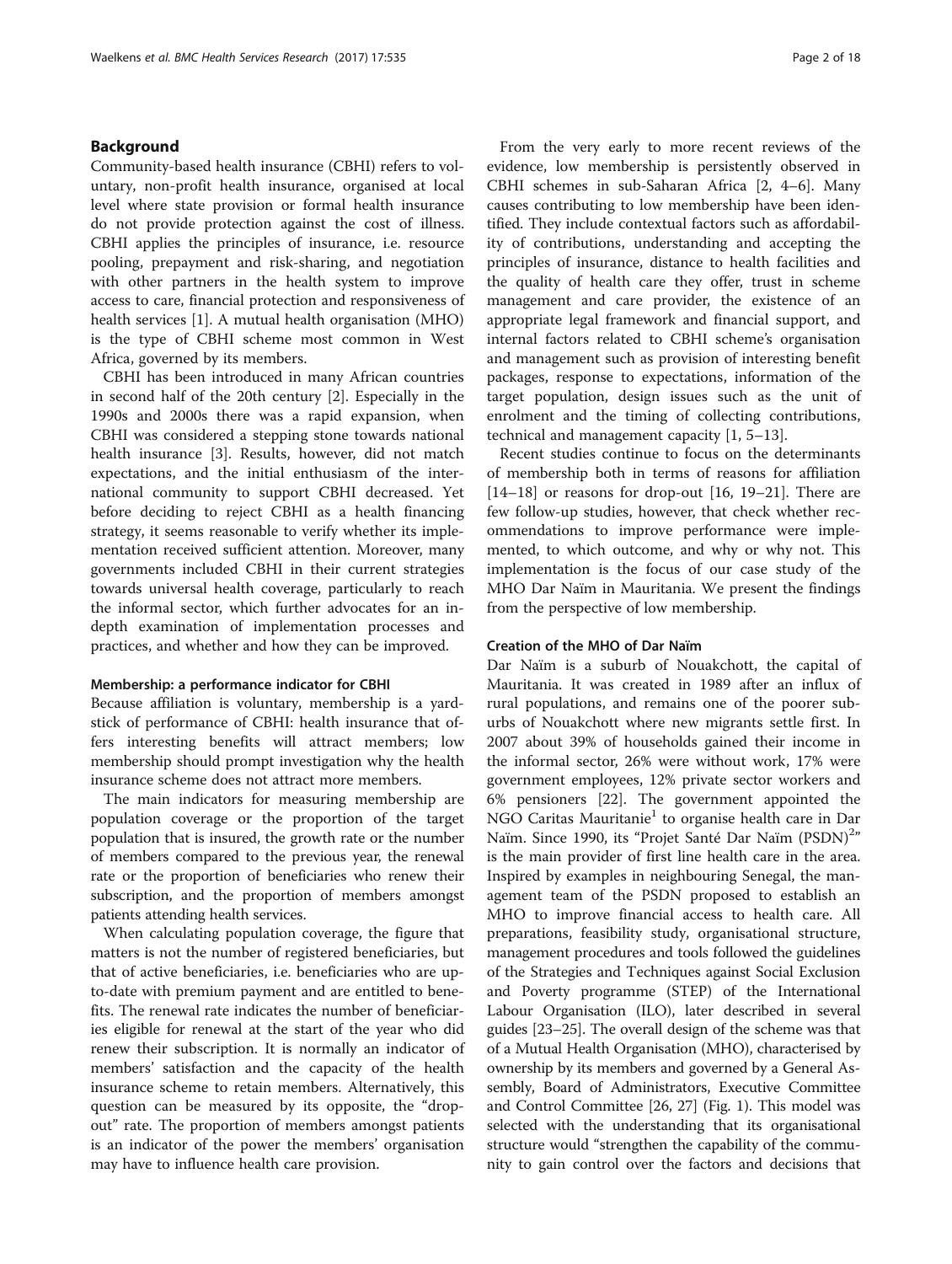## Background

Community-based health insurance (CBHI) refers to voluntary, non-profit health insurance, organised at local level where state provision or formal health insurance do not provide protection against the cost of illness. CBHI applies the principles of insurance, i.e. resource pooling, prepayment and risk-sharing, and negotiation with other partners in the health system to improve access to care, financial protection and responsiveness of health services [1]. A mutual health organisation (MHO) is the type of CBHI scheme most common in West Africa, governed by its members.

CBHI has been introduced in many African countries in second half of the 20th century [2]. Especially in the 1990s and 2000s there was a rapid expansion, when CBHI was considered a stepping stone towards national health insurance [3]. Results, however, did not match expectations, and the initial enthusiasm of the international community to support CBHI decreased. Yet before deciding to reject CBHI as a health financing strategy, it seems reasonable to verify whether its implementation received sufficient attention. Moreover, many governments included CBHI in their current strategies towards universal health coverage, particularly to reach the informal sector, which further advocates for an in-depth examination of implementation processes and practices, and whether and how they can be improved.

### Membership: a performance indicator for CBHI

Because affiliation is voluntary, membership is a yardstick of performance of CBHI: health insurance that offers interesting benefits will attract members; low membership should prompt investigation why the health insurance scheme does not attract more members.

The main indicators for measuring membership are population coverage or the proportion of the target population that is insured, the growth rate or the number of members compared to the previous year, the renewal rate or the proportion of beneficiaries who renew their subscription, and the proportion of members amongst patients attending health services.

When calculating population coverage, the figure that matters is not the number of registered beneficiaries, but that of active beneficiaries, i.e. beneficiaries who are up-to-date with premium payment and are entitled to benefits. The renewal rate indicates the number of beneficiaries eligible for renewal at the start of the year who did renew their subscription. It is normally an indicator of members' satisfaction and the capacity of the health insurance scheme to retain members. Alternatively, this question can be measured by its opposite, the "drop-out" rate. The proportion of members amongst patients is an indicator of the power the members' organisation may have to influence health care provision.

From the very early to more recent reviews of the evidence, low membership is persistently observed in CBHI schemes in sub-Saharan Africa [2, 4–6]. Many causes contributing to low membership have been identified. They include contextual factors such as affordability of contributions, understanding and accepting the principles of insurance, distance to health facilities and the quality of health care they offer, trust in scheme management and care provider, the existence of an appropriate legal framework and financial support, and internal factors related to CBHI scheme's organisation and management such as provision of interesting benefit packages, response to expectations, information of the target population, design issues such as the unit of enrolment and the timing of collecting contributions, technical and management capacity [1, 5–13].

Recent studies continue to focus on the determinants of membership both in terms of reasons for affiliation [14–18] or reasons for drop-out [16, 19–21]. There are few follow-up studies, however, that check whether recommendations to improve performance were implemented, to which outcome, and why or why not. This implementation is the focus of our case study of the MHO Dar Naïm in Mauritania. We present the findings from the perspective of low membership.

### Creation of the MHO of Dar Naïm

Dar Naïm is a suburb of Nouakchott, the capital of Mauritania. It was created in 1989 after an influx of rural populations, and remains one of the poorer suburbs of Nouakchott where new migrants settle first. In 2007 about 39% of households gained their income in the informal sector, 26% were without work, 17% were government employees, 12% private sector workers and 6% pensioners [22]. The government appointed the NGO Caritas Mauritanie[1] to organise health care in Dar Naïm. Since 1990, its "Projet Santé Dar Naïm (PSDN)[2]" is the main provider of first line health care in the area. Inspired by examples in neighbouring Senegal, the management team of the PSDN proposed to establish an MHO to improve financial access to health care. All preparations, feasibility study, organisational structure, management procedures and tools followed the guidelines of the Strategies and Techniques against Social Exclusion and Poverty programme (STEP) of the International Labour Organisation (ILO), later described in several guides [23–25]. The overall design of the scheme was that of a Mutual Health Organisation (MHO), characterised by ownership by its members and governed by a General Assembly, Board of Administrators, Executive Committee and Control Committee [26, 27] (Fig. 1). This model was selected with the understanding that its organisational structure would "strengthen the capability of the community to gain control over the factors and decisions that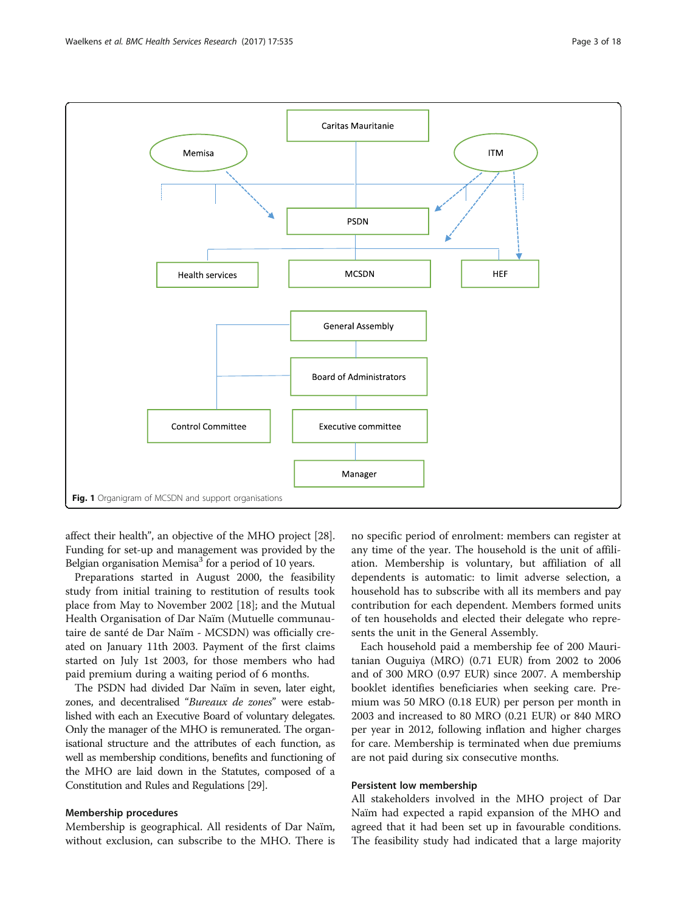Caritas Mauritanie

Memisa

ITM

PSDN

Health services

MCSDN

HEF

General Assembly

Board of Administrators

Control Committee

Executive committee

Manager

**Fig. 1** Organigram of MCSDN and support organisations

affect their health", an objective of the MHO project [28]. Funding for set-up and management was provided by the Belgian organisation Memisa[3] for a period of 10 years.

Preparations started in August 2000, the feasibility study from initial training to restitution of results took place from May to November 2002 [18]; and the Mutual Health Organisation of Dar Naïm (Mutuelle communautaire de santé de Dar Naïm - MCSDN) was officially created on January 11th 2003. Payment of the first claims started on July 1st 2003, for those members who had paid premium during a waiting period of 6 months.

The PSDN had divided Dar Naïm in seven, later eight, zones, and decentralised "*Bureaux de zones*" were established with each an Executive Board of voluntary delegates. Only the manager of the MHO is remunerated. The organisational structure and the attributes of each function, as well as membership conditions, benefits and functioning of the MHO are laid down in the Statutes, composed of a Constitution and Rules and Regulations [29].

### Membership procedures

Membership is geographical. All residents of Dar Naïm, without exclusion, can subscribe to the MHO. There is no specific period of enrolment: members can register at any time of the year. The household is the unit of affiliation. Membership is voluntary, but affiliation of all dependents is automatic: to limit adverse selection, a household has to subscribe with all its members and pay contribution for each dependent. Members formed units of ten households and elected their delegate who represents the unit in the General Assembly.

Each household paid a membership fee of 200 Mauritanian Ouguiya (MRO) (0.71 EUR) from 2002 to 2006 and of 300 MRO (0.97 EUR) since 2007. A membership booklet identifies beneficiaries when seeking care. Premium was 50 MRO (0.18 EUR) per person per month in 2003 and increased to 80 MRO (0.21 EUR) or 840 MRO per year in 2012, following inflation and higher charges for care. Membership is terminated when due premiums are not paid during six consecutive months.

### Persistent low membership

All stakeholders involved in the MHO project of Dar Naïm had expected a rapid expansion of the MHO and agreed that it had been set up in favourable conditions. The feasibility study had indicated that a large majority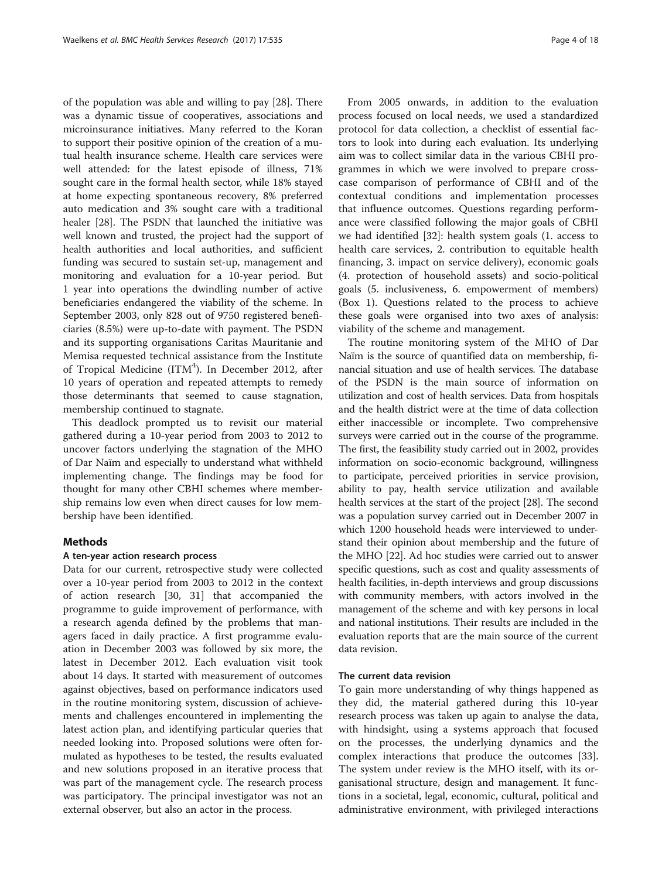of the population was able and willing to pay [28]. There was a dynamic tissue of cooperatives, associations and microinsurance initiatives. Many referred to the Koran to support their positive opinion of the creation of a mutual health insurance scheme. Health care services were well attended: for the latest episode of illness, 71% sought care in the formal health sector, while 18% stayed at home expecting spontaneous recovery, 8% preferred auto medication and 3% sought care with a traditional healer [28]. The PSDN that launched the initiative was well known and trusted, the project had the support of health authorities and local authorities, and sufficient funding was secured to sustain set-up, management and monitoring and evaluation for a 10-year period. But 1 year into operations the dwindling number of active beneficiaries endangered the viability of the scheme. In September 2003, only 828 out of 9750 registered beneficiaries (8.5%) were up-to-date with payment. The PSDN and its supporting organisations Caritas Mauritanie and Memisa requested technical assistance from the Institute of Tropical Medicine (ITM[4]). In December 2012, after 10 years of operation and repeated attempts to remedy those determinants that seemed to cause stagnation, membership continued to stagnate.

This deadlock prompted us to revisit our material gathered during a 10-year period from 2003 to 2012 to uncover factors underlying the stagnation of the MHO of Dar Naïm and especially to understand what withheld implementing change. The findings may be food for thought for many other CBHI schemes where membership remains low even when direct causes for low membership have been identified.

## Methods

### A ten-year action research process

Data for our current, retrospective study were collected over a 10-year period from 2003 to 2012 in the context of action research [30, 31] that accompanied the programme to guide improvement of performance, with a research agenda defined by the problems that managers faced in daily practice. A first programme evaluation in December 2003 was followed by six more, the latest in December 2012. Each evaluation visit took about 14 days. It started with measurement of outcomes against objectives, based on performance indicators used in the routine monitoring system, discussion of achievements and challenges encountered in implementing the latest action plan, and identifying particular queries that needed looking into. Proposed solutions were often formulated as hypotheses to be tested, the results evaluated and new solutions proposed in an iterative process that was part of the management cycle. The research process was participatory. The principal investigator was not an external observer, but also an actor in the process.

From 2005 onwards, in addition to the evaluation process focused on local needs, we used a standardized protocol for data collection, a checklist of essential factors to look into during each evaluation. Its underlying aim was to collect similar data in the various CBHI programmes in which we were involved to prepare cross-case comparison of performance of CBHI and of the contextual conditions and implementation processes that influence outcomes. Questions regarding performance were classified following the major goals of CBHI we had identified [32]: health system goals (1. access to health care services, 2. contribution to equitable health financing, 3. impact on service delivery), economic goals (4. protection of household assets) and socio-political goals (5. inclusiveness, 6. empowerment of members) (Box 1). Questions related to the process to achieve these goals were organised into two axes of analysis: viability of the scheme and management.

The routine monitoring system of the MHO of Dar Naïm is the source of quantified data on membership, financial situation and use of health services. The database of the PSDN is the main source of information on utilization and cost of health services. Data from hospitals and the health district were at the time of data collection either inaccessible or incomplete. Two comprehensive surveys were carried out in the course of the programme. The first, the feasibility study carried out in 2002, provides information on socio-economic background, willingness to participate, perceived priorities in service provision, ability to pay, health service utilization and available health services at the start of the project [28]. The second was a population survey carried out in December 2007 in which 1200 household heads were interviewed to understand their opinion about membership and the future of the MHO [22]. Ad hoc studies were carried out to answer specific questions, such as cost and quality assessments of health facilities, in-depth interviews and group discussions with community members, with actors involved in the management of the scheme and with key persons in local and national institutions. Their results are included in the evaluation reports that are the main source of the current data revision.

### The current data revision

To gain more understanding of why things happened as they did, the material gathered during this 10-year research process was taken up again to analyse the data, with hindsight, using a systems approach that focused on the processes, the underlying dynamics and the complex interactions that produce the outcomes [33]. The system under review is the MHO itself, with its organisational structure, design and management. It functions in a societal, legal, economic, cultural, political and administrative environment, with privileged interactions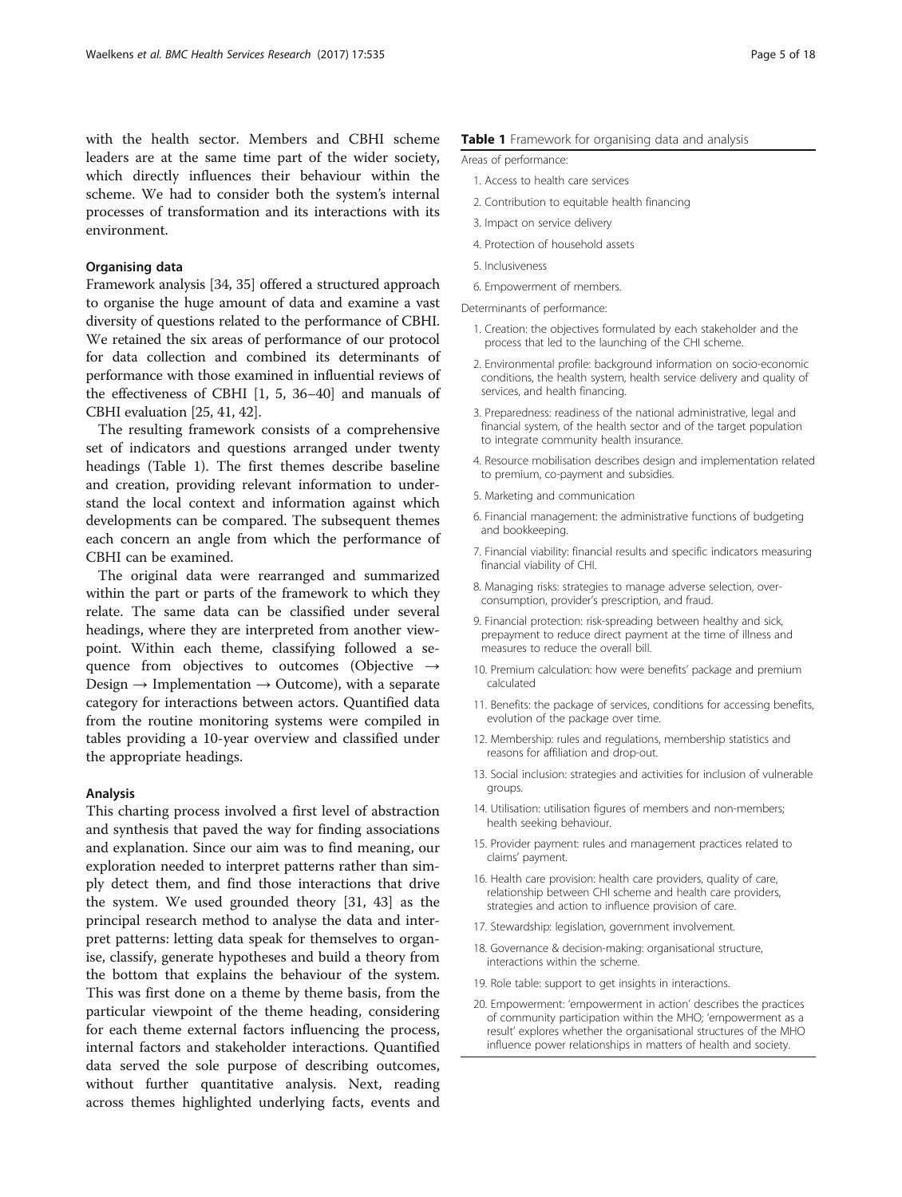with the health sector. Members and CBHI scheme leaders are at the same time part of the wider society, which directly influences their behaviour within the scheme. We had to consider both the system's internal processes of transformation and its interactions with its environment.

### Organising data

Framework analysis [34, 35] offered a structured approach to organise the huge amount of data and examine a vast diversity of questions related to the performance of CBHI. We retained the six areas of performance of our protocol for data collection and combined its determinants of performance with those examined in influential reviews of the effectiveness of CBHI [1, 5, 36–40] and manuals of CBHI evaluation [25, 41, 42].

The resulting framework consists of a comprehensive set of indicators and questions arranged under twenty headings (Table 1). The first themes describe baseline and creation, providing relevant information to understand the local context and information against which developments can be compared. The subsequent themes each concern an angle from which the performance of CBHI can be examined.

The original data were rearranged and summarized within the part or parts of the framework to which they relate. The same data can be classified under several headings, where they are interpreted from another viewpoint. Within each theme, classifying followed a sequence from objectives to outcomes (Objective → Design → Implementation → Outcome), with a separate category for interactions between actors. Quantified data from the routine monitoring systems were compiled in tables providing a 10-year overview and classified under the appropriate headings.

### Analysis

This charting process involved a first level of abstraction and synthesis that paved the way for finding associations and explanation. Since our aim was to find meaning, our exploration needed to interpret patterns rather than simply detect them, and find those interactions that drive the system. We used grounded theory [31, 43] as the principal research method to analyse the data and interpret patterns: letting data speak for themselves to organise, classify, generate hypotheses and build a theory from the bottom that explains the behaviour of the system. This was first done on a theme by theme basis, from the particular viewpoint of the theme heading, considering for each theme external factors influencing the process, internal factors and stakeholder interactions. Quantified data served the sole purpose of describing outcomes, without further quantitative analysis. Next, reading across themes highlighted underlying facts, events and

**Table 1** Framework for organising data and analysis

Areas of performance:

1. Access to health care services
2. Contribution to equitable health financing
3. Impact on service delivery
4. Protection of household assets
5. Inclusiveness
6. Empowerment of members.

Determinants of performance:

1. Creation: the objectives formulated by each stakeholder and the process that led to the launching of the CHI scheme.
2. Environmental profile: background information on socio-economic conditions, the health system, health service delivery and quality of services, and health financing.
3. Preparedness: readiness of the national administrative, legal and financial system, of the health sector and of the target population to integrate community health insurance.
4. Resource mobilisation describes design and implementation related to premium, co-payment and subsidies.
5. Marketing and communication
6. Financial management: the administrative functions of budgeting and bookkeeping.
7. Financial viability: financial results and specific indicators measuring financial viability of CHI.
8. Managing risks: strategies to manage adverse selection, overconsumption, provider's prescription, and fraud.
9. Financial protection: risk-spreading between healthy and sick, prepayment to reduce direct payment at the time of illness and measures to reduce the overall bill.
10. Premium calculation: how were benefits' package and premium calculated
11. Benefits: the package of services, conditions for accessing benefits, evolution of the package over time.
12. Membership: rules and regulations, membership statistics and reasons for affiliation and drop-out.
13. Social inclusion: strategies and activities for inclusion of vulnerable groups.
14. Utilisation: utilisation figures of members and non-members; health seeking behaviour.
15. Provider payment: rules and management practices related to claims' payment.
16. Health care provision: health care providers, quality of care, relationship between CHI scheme and health care providers, strategies and action to influence provision of care.
17. Stewardship: legislation, government involvement.
18. Governance & decision-making: organisational structure, interactions within the scheme.
19. Role table: support to get insights in interactions.
20. Empowerment: 'empowerment in action' describes the practices of community participation within the MHO; 'empowerment as a result' explores whether the organisational structures of the MHO influence power relationships in matters of health and society.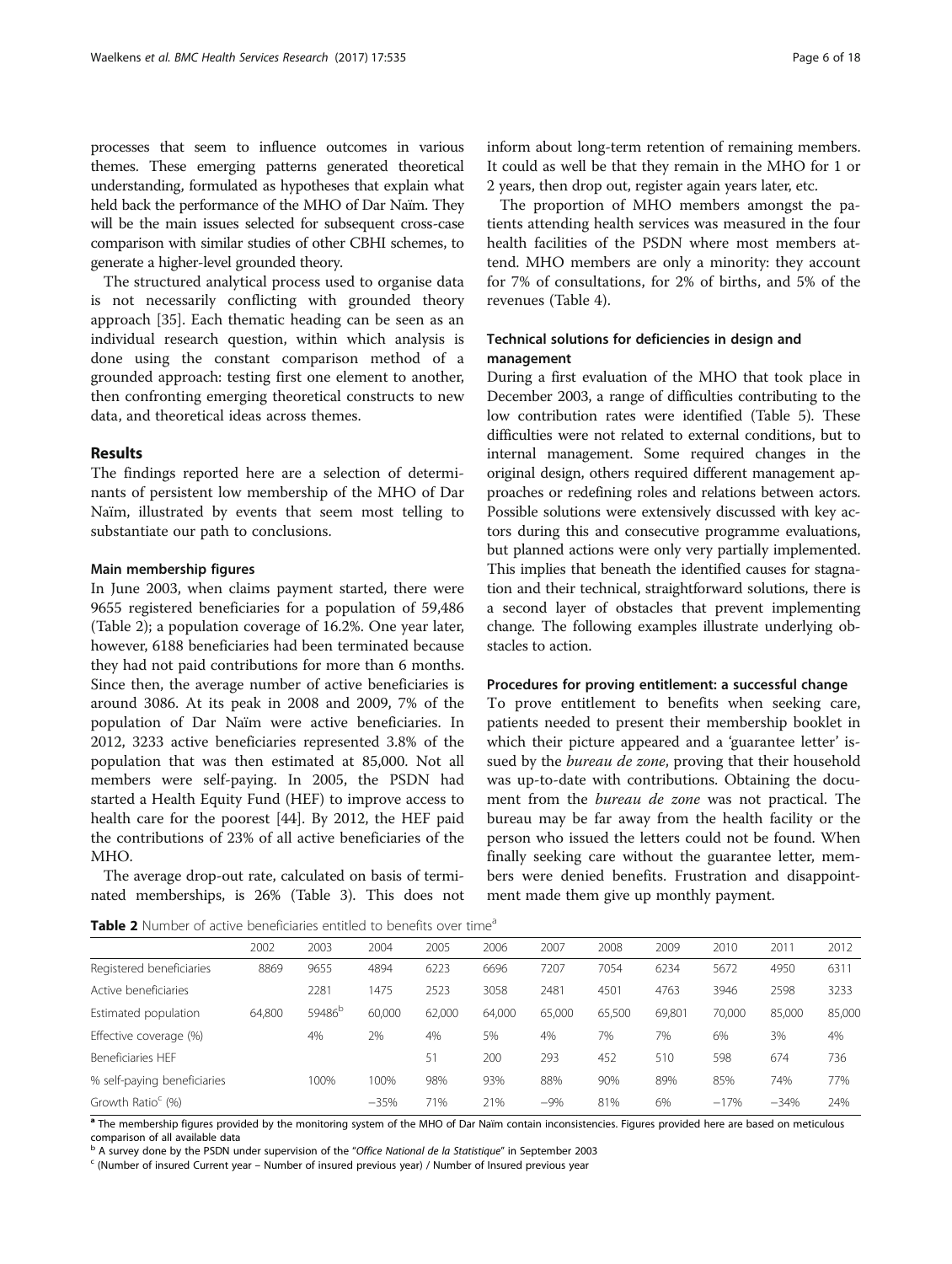processes that seem to influence outcomes in various themes. These emerging patterns generated theoretical understanding, formulated as hypotheses that explain what held back the performance of the MHO of Dar Naïm. They will be the main issues selected for subsequent cross-case comparison with similar studies of other CBHI schemes, to generate a higher-level grounded theory.

The structured analytical process used to organise data is not necessarily conflicting with grounded theory approach [35]. Each thematic heading can be seen as an individual research question, within which analysis is done using the constant comparison method of a grounded approach: testing first one element to another, then confronting emerging theoretical constructs to new data, and theoretical ideas across themes.

## Results

The findings reported here are a selection of determinants of persistent low membership of the MHO of Dar Naïm, illustrated by events that seem most telling to substantiate our path to conclusions.

### Main membership figures

In June 2003, when claims payment started, there were 9655 registered beneficiaries for a population of 59,486 (Table 2); a population coverage of 16.2%. One year later, however, 6188 beneficiaries had been terminated because they had not paid contributions for more than 6 months. Since then, the average number of active beneficiaries is around 3086. At its peak in 2008 and 2009, 7% of the population of Dar Naïm were active beneficiaries. In 2012, 3233 active beneficiaries represented 3.8% of the population that was then estimated at 85,000. Not all members were self-paying. In 2005, the PSDN had started a Health Equity Fund (HEF) to improve access to health care for the poorest [44]. By 2012, the HEF paid the contributions of 23% of all active beneficiaries of the MHO.

The average drop-out rate, calculated on basis of terminated memberships, is 26% (Table 3). This does not inform about long-term retention of remaining members. It could as well be that they remain in the MHO for 1 or 2 years, then drop out, register again years later, etc.

The proportion of MHO members amongst the patients attending health services was measured in the four health facilities of the PSDN where most members attend. MHO members are only a minority: they account for 7% of consultations, for 2% of births, and 5% of the revenues (Table 4).

### Technical solutions for deficiencies in design and management

During a first evaluation of the MHO that took place in December 2003, a range of difficulties contributing to the low contribution rates were identified (Table 5). These difficulties were not related to external conditions, but to internal management. Some required changes in the original design, others required different management approaches or redefining roles and relations between actors. Possible solutions were extensively discussed with key actors during this and consecutive programme evaluations, but planned actions were only very partially implemented. This implies that beneath the identified causes for stagnation and their technical, straightforward solutions, there is a second layer of obstacles that prevent implementing change. The following examples illustrate underlying obstacles to action.

### Procedures for proving entitlement: a successful change

To prove entitlement to benefits when seeking care, patients needed to present their membership booklet in which their picture appeared and a 'guarantee letter' issued by the *bureau de zone*, proving that their household was up-to-date with contributions. Obtaining the document from the *bureau de zone* was not practical. The bureau may be far away from the health facility or the person who issued the letters could not be found. When finally seeking care without the guarantee letter, members were denied benefits. Frustration and disappointment made them give up monthly payment.

**Table 2** Number of active beneficiaries entitled to benefits over time[a]

| | 2002 | 2003 | 2004 | 2005 | 2006 | 2007 | 2008 | 2009 | 2010 | 2011 | 2012 |
|---|---|---|---|---|---|---|---|---|---|---|---|
| Registered beneficiaries | 8869 | 9655 | 4894 | 6223 | 6696 | 7207 | 7054 | 6234 | 5672 | 4950 | 6311 |
| Active beneficiaries | | 2281 | 1475 | 2523 | 3058 | 2481 | 4501 | 4763 | 3946 | 2598 | 3233 |
| Estimated population | 64,800 | 59486[b] | 60,000 | 62,000 | 64,000 | 65,000 | 65,500 | 69,801 | 70,000 | 85,000 | 85,000 |
| Effective coverage (%) | | 4% | 2% | 4% | 5% | 4% | 7% | 7% | 6% | 3% | 4% |
| Beneficiaries HEF | | | | 51 | 200 | 293 | 452 | 510 | 598 | 674 | 736 |
| % self-paying beneficiaries | | 100% | 100% | 98% | 93% | 88% | 90% | 89% | 85% | 74% | 77% |
| Growth Ratio[c] (%) | | | −35% | 71% | 21% | −9% | 81% | 6% | −17% | −34% | 24% |

[a] The membership figures provided by the monitoring system of the MHO of Dar Naïm contain inconsistencies. Figures provided here are based on meticulous comparison of all available data

[b] A survey done by the PSDN under supervision of the "*Office National de la Statistique*" in September 2003

[c] (Number of insured Current year – Number of insured previous year) / Number of Insured previous year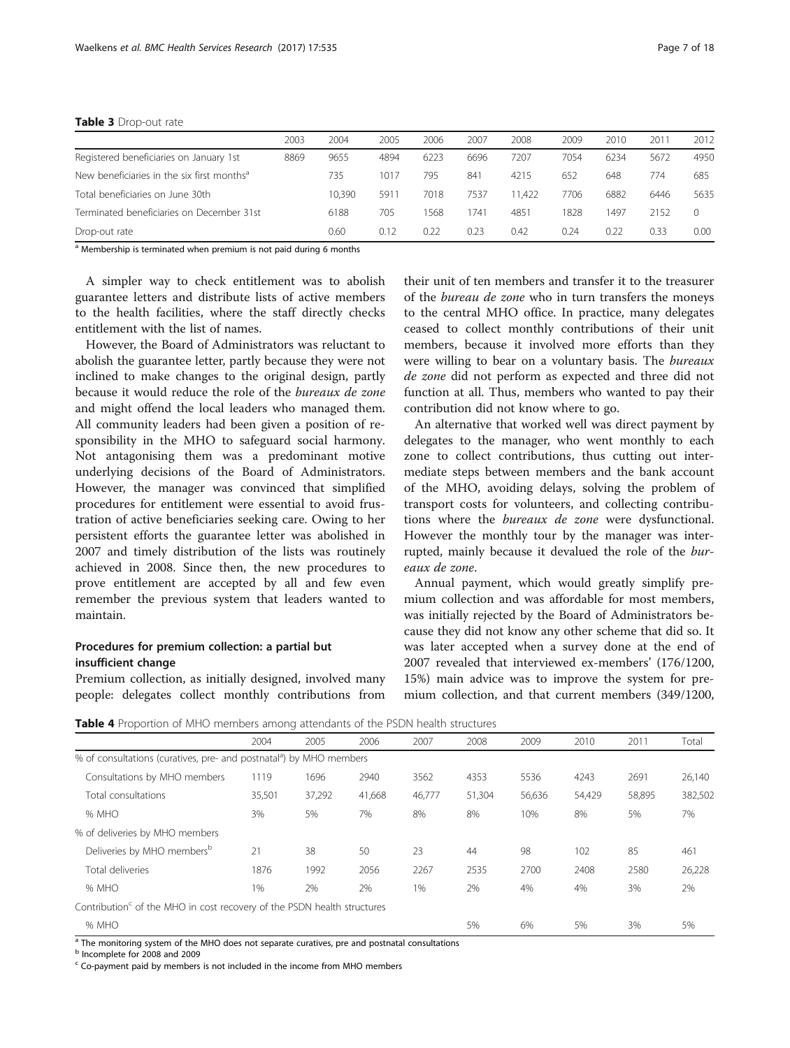**Table 3** Drop-out rate

| | 2003 | 2004 | 2005 | 2006 | 2007 | 2008 | 2009 | 2010 | 2011 | 2012 |
|---|---|---|---|---|---|---|---|---|---|---|
| Registered beneficiaries on January 1st | 8869 | 9655 | 4894 | 6223 | 6696 | 7207 | 7054 | 6234 | 5672 | 4950 |
| New beneficiaries in the six first months[a] | | 735 | 1017 | 795 | 841 | 4215 | 652 | 648 | 774 | 685 |
| Total beneficiaries on June 30th | | 10,390 | 5911 | 7018 | 7537 | 11,422 | 7706 | 6882 | 6446 | 5635 |
| Terminated beneficiaries on December 31st | | 6188 | 705 | 1568 | 1741 | 4851 | 1828 | 1497 | 2152 | 0 |
| Drop-out rate | | 0.60 | 0.12 | 0.22 | 0.23 | 0.42 | 0.24 | 0.22 | 0.33 | 0.00 |

[a] Membership is terminated when premium is not paid during 6 months

A simpler way to check entitlement was to abolish guarantee letters and distribute lists of active members to the health facilities, where the staff directly checks entitlement with the list of names.

However, the Board of Administrators was reluctant to abolish the guarantee letter, partly because they were not inclined to make changes to the original design, partly because it would reduce the role of the *bureaux de zone* and might offend the local leaders who managed them. All community leaders had been given a position of responsibility in the MHO to safeguard social harmony. Not antagonising them was a predominant motive underlying decisions of the Board of Administrators. However, the manager was convinced that simplified procedures for entitlement were essential to avoid frustration of active beneficiaries seeking care. Owing to her persistent efforts the guarantee letter was abolished in 2007 and timely distribution of the lists was routinely achieved in 2008. Since then, the new procedures to prove entitlement are accepted by all and few even remember the previous system that leaders wanted to maintain.

## Procedures for premium collection: a partial but insufficient change

Premium collection, as initially designed, involved many people: delegates collect monthly contributions from their unit of ten members and transfer it to the treasurer of the *bureau de zone* who in turn transfers the moneys to the central MHO office. In practice, many delegates ceased to collect monthly contributions of their unit members, because it involved more efforts than they were willing to bear on a voluntary basis. The *bureaux de zone* did not perform as expected and three did not function at all. Thus, members who wanted to pay their contribution did not know where to go.

An alternative that worked well was direct payment by delegates to the manager, who went monthly to each zone to collect contributions, thus cutting out intermediate steps between members and the bank account of the MHO, avoiding delays, solving the problem of transport costs for volunteers, and collecting contributions where the *bureaux de zone* were dysfunctional. However the monthly tour by the manager was interrupted, mainly because it devalued the role of the *bureaux de zone*.

Annual payment, which would greatly simplify premium collection and was affordable for most members, was initially rejected by the Board of Administrators because they did not know any other scheme that did so. It was later accepted when a survey done at the end of 2007 revealed that interviewed ex-members' (176/1200, 15%) main advice was to improve the system for premium collection, and that current members (349/1200,

**Table 4** Proportion of MHO members among attendants of the PSDN health structures

| | 2004 | 2005 | 2006 | 2007 | 2008 | 2009 | 2010 | 2011 | Total |
|---|---|---|---|---|---|---|---|---|---|
| % of consultations (curatives, pre- and postnatal[a]) by MHO members | | | | | | | | | |
| Consultations by MHO members | 1119 | 1696 | 2940 | 3562 | 4353 | 5536 | 4243 | 2691 | 26,140 |
| Total consultations | 35,501 | 37,292 | 41,668 | 46,777 | 51,304 | 56,636 | 54,429 | 58,895 | 382,502 |
| % MHO | 3% | 5% | 7% | 8% | 8% | 10% | 8% | 5% | 7% |
| % of deliveries by MHO members | | | | | | | | | |
| Deliveries by MHO members[b] | 21 | 38 | 50 | 23 | 44 | 98 | 102 | 85 | 461 |
| Total deliveries | 1876 | 1992 | 2056 | 2267 | 2535 | 2700 | 2408 | 2580 | 26,228 |
| % MHO | 1% | 2% | 2% | 1% | 2% | 4% | 4% | 3% | 2% |
| Contribution[c] of the MHO in cost recovery of the PSDN health structures | | | | | | | | | |
| % MHO | | | | | 5% | 6% | 5% | 3% | 5% |

[a] The monitoring system of the MHO does not separate curatives, pre and postnatal consultations
[b] Incomplete for 2008 and 2009
[c] Co-payment paid by members is not included in the income from MHO members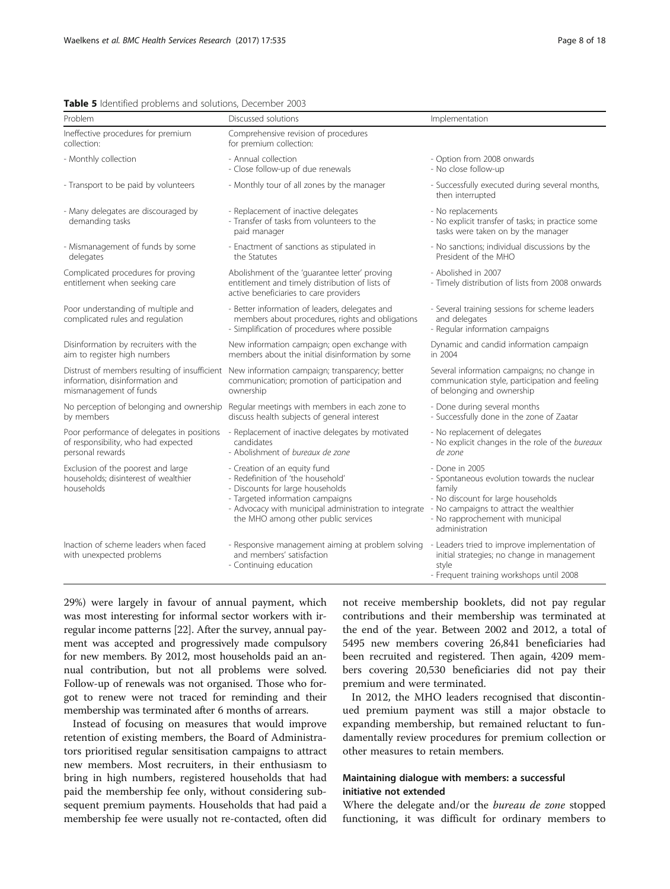**Table 5** Identified problems and solutions, December 2003

| Problem | Discussed solutions | Implementation |
|---|---|---|
| Ineffective procedures for premium collection: | Comprehensive revision of procedures for premium collection: | |
| - Monthly collection | - Annual collection<br>- Close follow-up of due renewals | - Option from 2008 onwards<br>- No close follow-up |
| - Transport to be paid by volunteers | - Monthly tour of all zones by the manager | - Successfully executed during several months, then interrupted |
| - Many delegates are discouraged by demanding tasks | - Replacement of inactive delegates<br>- Transfer of tasks from volunteers to the paid manager | - No replacements<br>- No explicit transfer of tasks; in practice some tasks were taken on by the manager |
| - Mismanagement of funds by some delegates | - Enactment of sanctions as stipulated in the Statutes | - No sanctions; individual discussions by the President of the MHO |
| Complicated procedures for proving entitlement when seeking care | Abolishment of the 'guarantee letter' proving entitlement and timely distribution of lists of active beneficiaries to care providers | - Abolished in 2007<br>- Timely distribution of lists from 2008 onwards |
| Poor understanding of multiple and complicated rules and regulation | - Better information of leaders, delegates and members about procedures, rights and obligations<br>- Simplification of procedures where possible | - Several training sessions for scheme leaders and delegates<br>- Regular information campaigns |
| Disinformation by recruiters with the aim to register high numbers | New information campaign; open exchange with members about the initial disinformation by some | Dynamic and candid information campaign in 2004 |
| Distrust of members resulting of insufficient information, disinformation and mismanagement of funds | New information campaign; transparency; better communication; promotion of participation and ownership | Several information campaigns; no change in communication style, participation and feeling of belonging and ownership |
| No perception of belonging and ownership by members | Regular meetings with members in each zone to discuss health subjects of general interest | - Done during several months<br>- Successfully done in the zone of Zaatar |
| Poor performance of delegates in positions of responsibility, who had expected personal rewards | - Replacement of inactive delegates by motivated candidates<br>- Abolishment of *bureaux de zone* | - No replacement of delegates<br>- No explicit changes in the role of the *bureaux de zone* |
| Exclusion of the poorest and large households; disinterest of wealthier households | - Creation of an equity fund<br>- Redefinition of 'the household'<br>- Discounts for large households<br>- Targeted information campaigns<br>- Advocacy with municipal administration to integrate the MHO among other public services | - Done in 2005<br>- Spontaneous evolution towards the nuclear family<br>- No discount for large households<br>- No campaigns to attract the wealthier<br>- No rapprochement with municipal administration |
| Inaction of scheme leaders when faced with unexpected problems | - Responsive management aiming at problem solving and members' satisfaction<br>- Continuing education | - Leaders tried to improve implementation of initial strategies; no change in management style<br>- Frequent training workshops until 2008 |

29%) were largely in favour of annual payment, which was most interesting for informal sector workers with irregular income patterns [22]. After the survey, annual payment was accepted and progressively made compulsory for new members. By 2012, most households paid an annual contribution, but not all problems were solved. Follow-up of renewals was not organised. Those who forgot to renew were not traced for reminding and their membership was terminated after 6 months of arrears.

Instead of focusing on measures that would improve retention of existing members, the Board of Administrators prioritised regular sensitisation campaigns to attract new members. Most recruiters, in their enthusiasm to bring in high numbers, registered households that had paid the membership fee only, without considering subsequent premium payments. Households that had paid a membership fee were usually not re-contacted, often did not receive membership booklets, did not pay regular contributions and their membership was terminated at the end of the year. Between 2002 and 2012, a total of 5495 new members covering 26,841 beneficiaries had been recruited and registered. Then again, 4209 members covering 20,530 beneficiaries did not pay their premium and were terminated.

In 2012, the MHO leaders recognised that discontinued premium payment was still a major obstacle to expanding membership, but remained reluctant to fundamentally review procedures for premium collection or other measures to retain members.

### Maintaining dialogue with members: a successful initiative not extended

Where the delegate and/or the *bureau de zone* stopped functioning, it was difficult for ordinary members to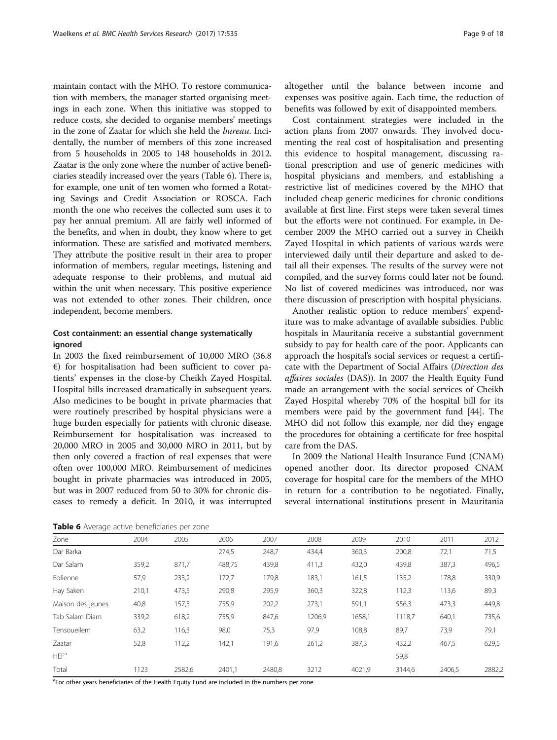maintain contact with the MHO. To restore communication with members, the manager started organising meetings in each zone. When this initiative was stopped to reduce costs, she decided to organise members' meetings in the zone of Zaatar for which she held the *bureau*. Incidentally, the number of members of this zone increased from 5 households in 2005 to 148 households in 2012. Zaatar is the only zone where the number of active beneficiaries steadily increased over the years (Table 6). There is, for example, one unit of ten women who formed a Rotating Savings and Credit Association or ROSCA. Each month the one who receives the collected sum uses it to pay her annual premium. All are fairly well informed of the benefits, and when in doubt, they know where to get information. These are satisfied and motivated members. They attribute the positive result in their area to proper information of members, regular meetings, listening and adequate response to their problems, and mutual aid within the unit when necessary. This positive experience was not extended to other zones. Their children, once independent, become members.

## Cost containment: an essential change systematically ignored

In 2003 the fixed reimbursement of 10,000 MRO (36.8 €) for hospitalisation had been sufficient to cover patients' expenses in the close-by Cheikh Zayed Hospital. Hospital bills increased dramatically in subsequent years. Also medicines to be bought in private pharmacies that were routinely prescribed by hospital physicians were a huge burden especially for patients with chronic disease. Reimbursement for hospitalisation was increased to 20,000 MRO in 2005 and 30,000 MRO in 2011, but by then only covered a fraction of real expenses that were often over 100,000 MRO. Reimbursement of medicines bought in private pharmacies was introduced in 2005, but was in 2007 reduced from 50 to 30% for chronic diseases to remedy a deficit. In 2010, it was interrupted altogether until the balance between income and expenses was positive again. Each time, the reduction of benefits was followed by exit of disappointed members.

Cost containment strategies were included in the action plans from 2007 onwards. They involved documenting the real cost of hospitalisation and presenting this evidence to hospital management, discussing rational prescription and use of generic medicines with hospital physicians and members, and establishing a restrictive list of medicines covered by the MHO that included cheap generic medicines for chronic conditions available at first line. First steps were taken several times but the efforts were not continued. For example, in December 2009 the MHO carried out a survey in Cheikh Zayed Hospital in which patients of various wards were interviewed daily until their departure and asked to detail all their expenses. The results of the survey were not compiled, and the survey forms could later not be found. No list of covered medicines was introduced, nor was there discussion of prescription with hospital physicians.

Another realistic option to reduce members' expenditure was to make advantage of available subsidies. Public hospitals in Mauritania receive a substantial government subsidy to pay for health care of the poor. Applicants can approach the hospital's social services or request a certificate with the Department of Social Affairs (*Direction des affaires sociales* (DAS)). In 2007 the Health Equity Fund made an arrangement with the social services of Cheikh Zayed Hospital whereby 70% of the hospital bill for its members were paid by the government fund [44]. The MHO did not follow this example, nor did they engage the procedures for obtaining a certificate for free hospital care from the DAS.

In 2009 the National Health Insurance Fund (CNAM) opened another door. Its director proposed CNAM coverage for hospital care for the members of the MHO in return for a contribution to be negotiated. Finally, several international institutions present in Mauritania

**Table 6** Average active beneficiaries per zone

| Zone | 2004 | 2005 | 2006 | 2007 | 2008 | 2009 | 2010 | 2011 | 2012 |
|---|---|---|---|---|---|---|---|---|---|
| Dar Barka | | | 274,5 | 248,7 | 434,4 | 360,3 | 200,8 | 72,1 | 71,5 |
| Dar Salam | 359,2 | 871,7 | 488,75 | 439,8 | 411,3 | 432,0 | 439,8 | 387,3 | 496,5 |
| Eolienne | 57,9 | 233,2 | 172,7 | 179,8 | 183,1 | 161,5 | 135,2 | 178,8 | 330,9 |
| Hay Saken | 210,1 | 473,5 | 290,8 | 295,9 | 360,3 | 322,8 | 112,3 | 113,6 | 89,3 |
| Maison des jeunes | 40,8 | 157,5 | 755,9 | 202,2 | 273,1 | 591,1 | 556,3 | 473,3 | 449,8 |
| Tab Salam Diam | 339,2 | 618,2 | 755,9 | 847,6 | 1206,9 | 1658,1 | 1118,7 | 640,1 | 735,6 |
| Tensoueilem | 63,2 | 116,3 | 98,0 | 75,3 | 97,9 | 108,8 | 89,7 | 73,9 | 79,1 |
| Zaatar | 52,8 | 112,2 | 142,1 | 191,6 | 261,2 | 387,3 | 432,2 | 467,5 | 629,5 |
| HEF[a] | | | | | | | 59,8 | | |
| Total | 1123 | 2582,6 | 2401,1 | 2480,8 | 3212 | 4021,9 | 3144,6 | 2406,5 | 2882,2 |

[a]For other years beneficiaries of the Health Equity Fund are included in the numbers per zone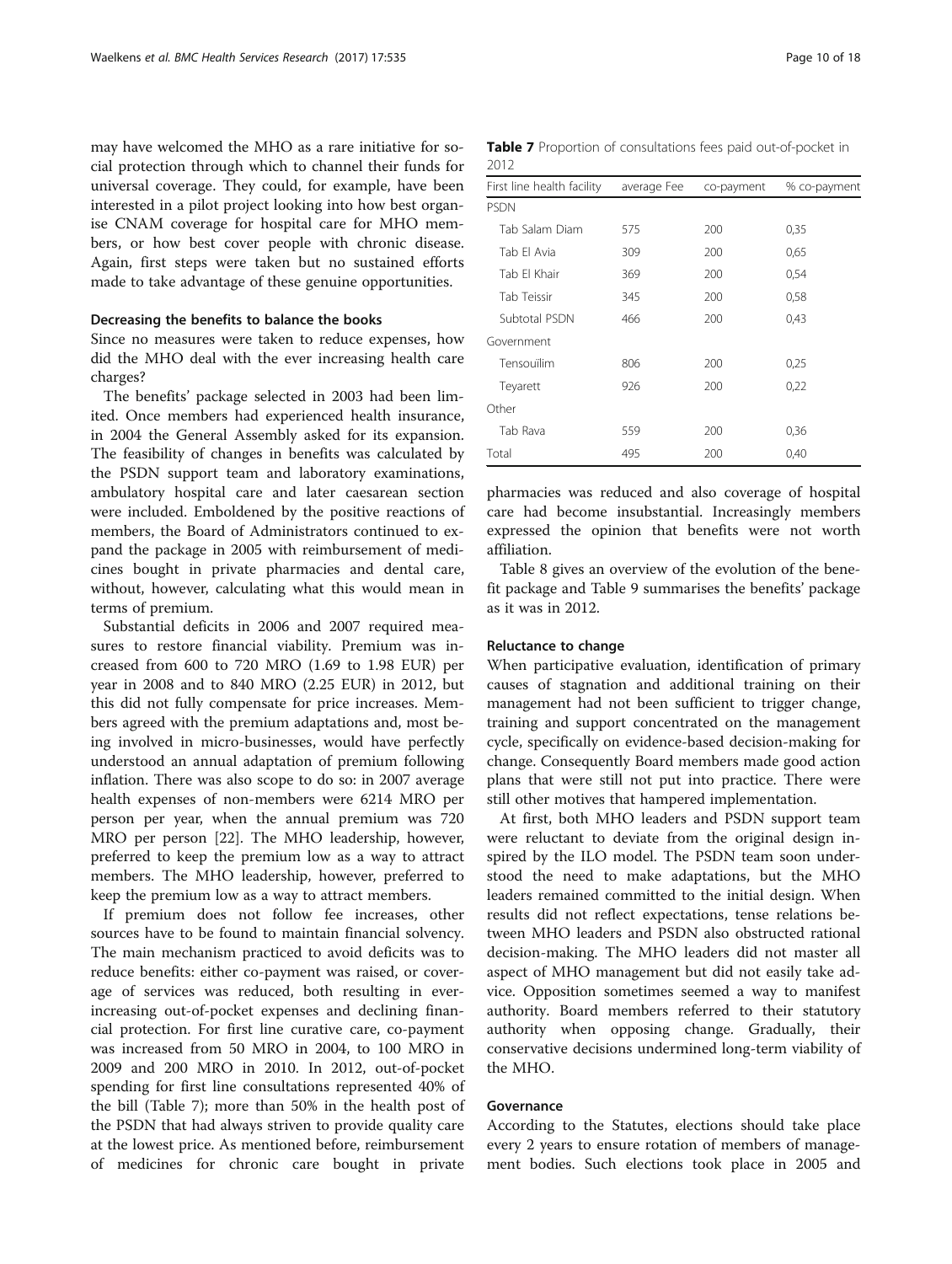may have welcomed the MHO as a rare initiative for social protection through which to channel their funds for universal coverage. They could, for example, have been interested in a pilot project looking into how best organise CNAM coverage for hospital care for MHO members, or how best cover people with chronic disease. Again, first steps were taken but no sustained efforts made to take advantage of these genuine opportunities.

#### Decreasing the benefits to balance the books

Since no measures were taken to reduce expenses, how did the MHO deal with the ever increasing health care charges?

The benefits' package selected in 2003 had been limited. Once members had experienced health insurance, in 2004 the General Assembly asked for its expansion. The feasibility of changes in benefits was calculated by the PSDN support team and laboratory examinations, ambulatory hospital care and later caesarean section were included. Emboldened by the positive reactions of members, the Board of Administrators continued to expand the package in 2005 with reimbursement of medicines bought in private pharmacies and dental care, without, however, calculating what this would mean in terms of premium.

Substantial deficits in 2006 and 2007 required measures to restore financial viability. Premium was increased from 600 to 720 MRO (1.69 to 1.98 EUR) per year in 2008 and to 840 MRO (2.25 EUR) in 2012, but this did not fully compensate for price increases. Members agreed with the premium adaptations and, most being involved in micro-businesses, would have perfectly understood an annual adaptation of premium following inflation. There was also scope to do so: in 2007 average health expenses of non-members were 6214 MRO per person per year, when the annual premium was 720 MRO per person [22]. The MHO leadership, however, preferred to keep the premium low as a way to attract members. The MHO leadership, however, preferred to keep the premium low as a way to attract members.

If premium does not follow fee increases, other sources have to be found to maintain financial solvency. The main mechanism practiced to avoid deficits was to reduce benefits: either co-payment was raised, or coverage of services was reduced, both resulting in ever-increasing out-of-pocket expenses and declining financial protection. For first line curative care, co-payment was increased from 50 MRO in 2004, to 100 MRO in 2009 and 200 MRO in 2010. In 2012, out-of-pocket spending for first line consultations represented 40% of the bill (Table 7); more than 50% in the health post of the PSDN that had always striven to provide quality care at the lowest price. As mentioned before, reimbursement of medicines for chronic care bought in private pharmacies was reduced and also coverage of hospital care had become insubstantial. Increasingly members expressed the opinion that benefits were not worth affiliation.

**Table 7** Proportion of consultations fees paid out-of-pocket in 2012

| First line health facility | average Fee | co-payment | % co-payment |
|---|---|---|---|
| PSDN | | | |
| Tab Salam Diam | 575 | 200 | 0,35 |
| Tab El Avia | 309 | 200 | 0,65 |
| Tab El Khair | 369 | 200 | 0,54 |
| Tab Teissir | 345 | 200 | 0,58 |
| Subtotal PSDN | 466 | 200 | 0,43 |
| Government | | | |
| Tensouïlim | 806 | 200 | 0,25 |
| Teyarett | 926 | 200 | 0,22 |
| Other | | | |
| Tab Rava | 559 | 200 | 0,36 |
| Total | 495 | 200 | 0,40 |

Table 8 gives an overview of the evolution of the benefit package and Table 9 summarises the benefits' package as it was in 2012.

#### Reluctance to change

When participative evaluation, identification of primary causes of stagnation and additional training on their management had not been sufficient to trigger change, training and support concentrated on the management cycle, specifically on evidence-based decision-making for change. Consequently Board members made good action plans that were still not put into practice. There were still other motives that hampered implementation.

At first, both MHO leaders and PSDN support team were reluctant to deviate from the original design inspired by the ILO model. The PSDN team soon understood the need to make adaptations, but the MHO leaders remained committed to the initial design. When results did not reflect expectations, tense relations between MHO leaders and PSDN also obstructed rational decision-making. The MHO leaders did not master all aspect of MHO management but did not easily take advice. Opposition sometimes seemed a way to manifest authority. Board members referred to their statutory authority when opposing change. Gradually, their conservative decisions undermined long-term viability of the MHO.

#### Governance

According to the Statutes, elections should take place every 2 years to ensure rotation of members of management bodies. Such elections took place in 2005 and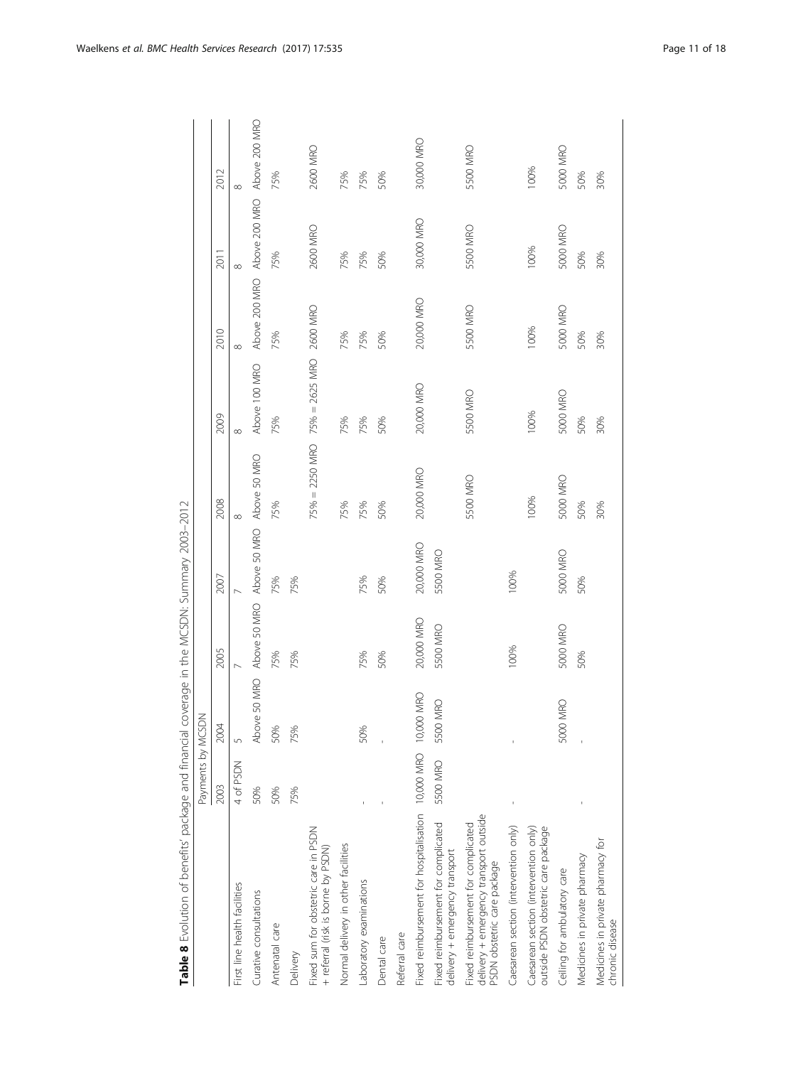**Table 8** Evolution of benefits' package and financial coverage in the MCSDN: Summary 2003–2012

| | Payments by MCSDN | | | | | | | | |
|---|---|---|---|---|---|---|---|---|---|
| | 2003 | 2004 | 2005 | 2007 | 2008 | 2009 | 2010 | 2011 | 2012 |
| First line health facilities | 4 of PSDN | 5 | 7 | 7 | 8 | 8 | 8 | 8 | 8 |
| Curative consultations | 50% | Above 50 MRO | Above 50 MRO | Above 50 MRO | Above 50 MRO | Above 100 MRO | Above 200 MRO | Above 200 MRO | Above 200 MRO |
| Antenatal care | 50% | 50% | 75% | 75% | 75% | 75% | 75% | 75% | 75% |
| Delivery | 75% | 75% | 75% | 75% | | | | | |
| Fixed sum for obstetric care in PSDN + referral (risk is borne by PSDN) | | | | | 75% = 2250 MRO | 75% = 2625 MRO | 2600 MRO | 2600 MRO | 2600 MRO |
| Normal delivery in other facilities | | | | | 75% | 75% | 75% | 75% | 75% |
| Laboratory examinations | - | 50% | 75% | 75% | 75% | 75% | 75% | 75% | 75% |
| Dental care | - | - | 50% | 50% | 50% | 50% | 50% | 50% | 50% |
| Referral care | | | | | | | | | |
| Fixed reimbursement for hospitalisation | 10,000 MRO | 10,000 MRO | 20,000 MRO | 20,000 MRO | 20,000 MRO | 20,000 MRO | 20,000 MRO | 30,000 MRO | 30,000 MRO |
| Fixed reimbursement for complicated delivery + emergency transport | 5500 MRO | 5500 MRO | 5500 MRO | 5500 MRO | | | | | |
| Fixed reimbursement for complicated delivery + emergency transport outside PSDN obstetric care package | | | | | 5500 MRO | 5500 MRO | 5500 MRO | 5500 MRO | 5500 MRO |
| Caesarean section (intervention only) | - | - | 100% | 100% | | | | | |
| Caesarean section (intervention only) outside PSDN obstetric care package | | | | | 100% | 100% | 100% | 100% | 100% |
| Ceiling for ambulatory care | | 5000 MRO | 5000 MRO | 5000 MRO | 5000 MRO | 5000 MRO | 5000 MRO | 5000 MRO | 5000 MRO |
| Medicines in private pharmacy | - | - | 50% | 50% | 50% | 50% | 50% | 50% | 50% |
| Medicines in private pharmacy for chronic disease | | | | | 30% | 30% | 30% | 30% | 30% |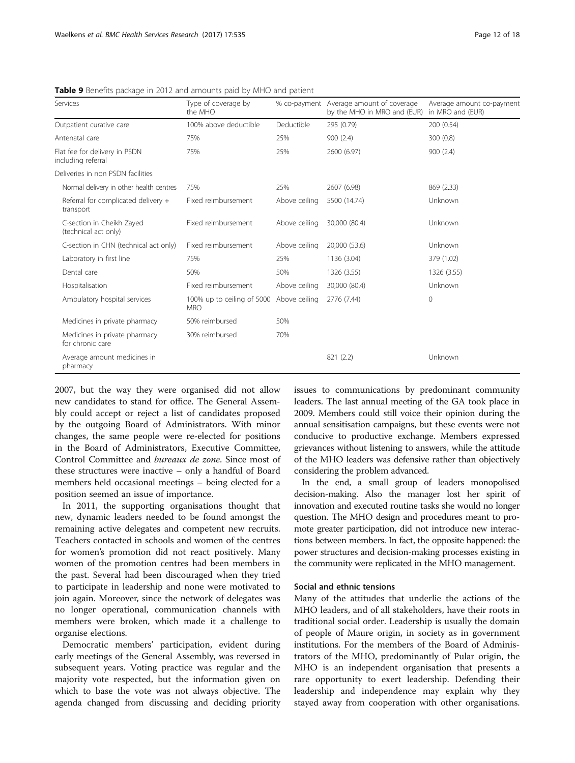**Table 9** Benefits package in 2012 and amounts paid by MHO and patient

| Services | Type of coverage by the MHO | % co-payment | Average amount of coverage by the MHO in MRO and (EUR) | Average amount co-payment in MRO and (EUR) |
|---|---|---|---|---|
| Outpatient curative care | 100% above deductible | Deductible | 295 (0.79) | 200 (0.54) |
| Antenatal care | 75% | 25% | 900 (2.4) | 300 (0.8) |
| Flat fee for delivery in PSDN including referral | 75% | 25% | 2600 (6.97) | 900 (2.4) |
| Deliveries in non PSDN facilities | | | | |
| Normal delivery in other health centres | 75% | 25% | 2607 (6.98) | 869 (2.33) |
| Referral for complicated delivery + transport | Fixed reimbursement | Above ceiling | 5500 (14.74) | Unknown |
| C-section in Cheikh Zayed (technical act only) | Fixed reimbursement | Above ceiling | 30,000 (80.4) | Unknown |
| C-section in CHN (technical act only) | Fixed reimbursement | Above ceiling | 20,000 (53.6) | Unknown |
| Laboratory in first line | 75% | 25% | 1136 (3.04) | 379 (1.02) |
| Dental care | 50% | 50% | 1326 (3.55) | 1326 (3.55) |
| Hospitalisation | Fixed reimbursement | Above ceiling | 30,000 (80.4) | Unknown |
| Ambulatory hospital services | 100% up to ceiling of 5000 MRO | Above ceiling | 2776 (7.44) | 0 |
| Medicines in private pharmacy | 50% reimbursed | 50% | | |
| Medicines in private pharmacy for chronic care | 30% reimbursed | 70% | | |
| Average amount medicines in pharmacy | | | 821 (2.2) | Unknown |

2007, but the way they were organised did not allow new candidates to stand for office. The General Assembly could accept or reject a list of candidates proposed by the outgoing Board of Administrators. With minor changes, the same people were re-elected for positions in the Board of Administrators, Executive Committee, Control Committee and *bureaux de zone*. Since most of these structures were inactive – only a handful of Board members held occasional meetings – being elected for a position seemed an issue of importance.

In 2011, the supporting organisations thought that new, dynamic leaders needed to be found amongst the remaining active delegates and competent new recruits. Teachers contacted in schools and women of the centres for women's promotion did not react positively. Many women of the promotion centres had been members in the past. Several had been discouraged when they tried to participate in leadership and none were motivated to join again. Moreover, since the network of delegates was no longer operational, communication channels with members were broken, which made it a challenge to organise elections.

Democratic members' participation, evident during early meetings of the General Assembly, was reversed in subsequent years. Voting practice was regular and the majority vote respected, but the information given on which to base the vote was not always objective. The agenda changed from discussing and deciding priority issues to communications by predominant community leaders. The last annual meeting of the GA took place in 2009. Members could still voice their opinion during the annual sensitisation campaigns, but these events were not conducive to productive exchange. Members expressed grievances without listening to answers, while the attitude of the MHO leaders was defensive rather than objectively considering the problem advanced.

In the end, a small group of leaders monopolised decision-making. Also the manager lost her spirit of innovation and executed routine tasks she would no longer question. The MHO design and procedures meant to promote greater participation, did not introduce new interactions between members. In fact, the opposite happened: the power structures and decision-making processes existing in the community were replicated in the MHO management.

#### Social and ethnic tensions

Many of the attitudes that underlie the actions of the MHO leaders, and of all stakeholders, have their roots in traditional social order. Leadership is usually the domain of people of Maure origin, in society as in government institutions. For the members of the Board of Administrators of the MHO, predominantly of Pular origin, the MHO is an independent organisation that presents a rare opportunity to exert leadership. Defending their leadership and independence may explain why they stayed away from cooperation with other organisations.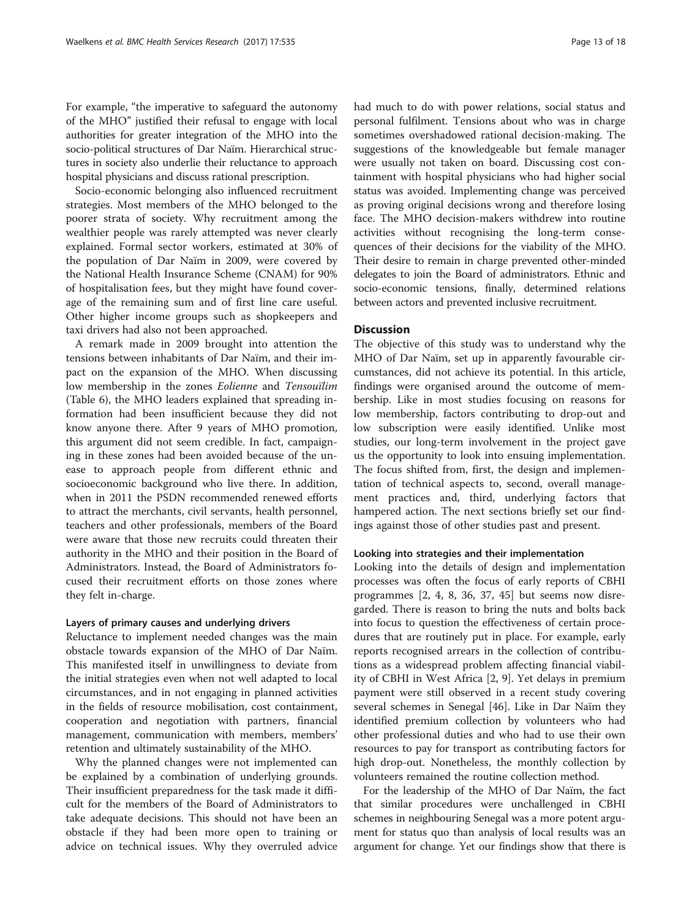For example, "the imperative to safeguard the autonomy of the MHO" justified their refusal to engage with local authorities for greater integration of the MHO into the socio-political structures of Dar Naïm. Hierarchical structures in society also underlie their reluctance to approach hospital physicians and discuss rational prescription.

Socio-economic belonging also influenced recruitment strategies. Most members of the MHO belonged to the poorer strata of society. Why recruitment among the wealthier people was rarely attempted was never clearly explained. Formal sector workers, estimated at 30% of the population of Dar Naïm in 2009, were covered by the National Health Insurance Scheme (CNAM) for 90% of hospitalisation fees, but they might have found coverage of the remaining sum and of first line care useful. Other higher income groups such as shopkeepers and taxi drivers had also not been approached.

A remark made in 2009 brought into attention the tensions between inhabitants of Dar Naïm, and their impact on the expansion of the MHO. When discussing low membership in the zones *Eolienne* and *Tensouïlim* (Table 6), the MHO leaders explained that spreading information had been insufficient because they did not know anyone there. After 9 years of MHO promotion, this argument did not seem credible. In fact, campaigning in these zones had been avoided because of the unease to approach people from different ethnic and socioeconomic background who live there. In addition, when in 2011 the PSDN recommended renewed efforts to attract the merchants, civil servants, health personnel, teachers and other professionals, members of the Board were aware that those new recruits could threaten their authority in the MHO and their position in the Board of Administrators. Instead, the Board of Administrators focused their recruitment efforts on those zones where they felt in-charge.

#### Layers of primary causes and underlying drivers

Reluctance to implement needed changes was the main obstacle towards expansion of the MHO of Dar Naïm. This manifested itself in unwillingness to deviate from the initial strategies even when not well adapted to local circumstances, and in not engaging in planned activities in the fields of resource mobilisation, cost containment, cooperation and negotiation with partners, financial management, communication with members, members' retention and ultimately sustainability of the MHO.

Why the planned changes were not implemented can be explained by a combination of underlying grounds. Their insufficient preparedness for the task made it difficult for the members of the Board of Administrators to take adequate decisions. This should not have been an obstacle if they had been more open to training or advice on technical issues. Why they overruled advice had much to do with power relations, social status and personal fulfilment. Tensions about who was in charge sometimes overshadowed rational decision-making. The suggestions of the knowledgeable but female manager were usually not taken on board. Discussing cost containment with hospital physicians who had higher social status was avoided. Implementing change was perceived as proving original decisions wrong and therefore losing face. The MHO decision-makers withdrew into routine activities without recognising the long-term consequences of their decisions for the viability of the MHO. Their desire to remain in charge prevented other-minded delegates to join the Board of administrators. Ethnic and socio-economic tensions, finally, determined relations between actors and prevented inclusive recruitment.

## Discussion

The objective of this study was to understand why the MHO of Dar Naïm, set up in apparently favourable circumstances, did not achieve its potential. In this article, findings were organised around the outcome of membership. Like in most studies focusing on reasons for low membership, factors contributing to drop-out and low subscription were easily identified. Unlike most studies, our long-term involvement in the project gave us the opportunity to look into ensuing implementation. The focus shifted from, first, the design and implementation of technical aspects to, second, overall management practices and, third, underlying factors that hampered action. The next sections briefly set our findings against those of other studies past and present.

#### Looking into strategies and their implementation

Looking into the details of design and implementation processes was often the focus of early reports of CBHI programmes [2, 4, 8, 36, 37, 45] but seems now disregarded. There is reason to bring the nuts and bolts back into focus to question the effectiveness of certain procedures that are routinely put in place. For example, early reports recognised arrears in the collection of contributions as a widespread problem affecting financial viability of CBHI in West Africa [2, 9]. Yet delays in premium payment were still observed in a recent study covering several schemes in Senegal [46]. Like in Dar Naïm they identified premium collection by volunteers who had other professional duties and who had to use their own resources to pay for transport as contributing factors for high drop-out. Nonetheless, the monthly collection by volunteers remained the routine collection method.

For the leadership of the MHO of Dar Naïm, the fact that similar procedures were unchallenged in CBHI schemes in neighbouring Senegal was a more potent argument for status quo than analysis of local results was an argument for change. Yet our findings show that there is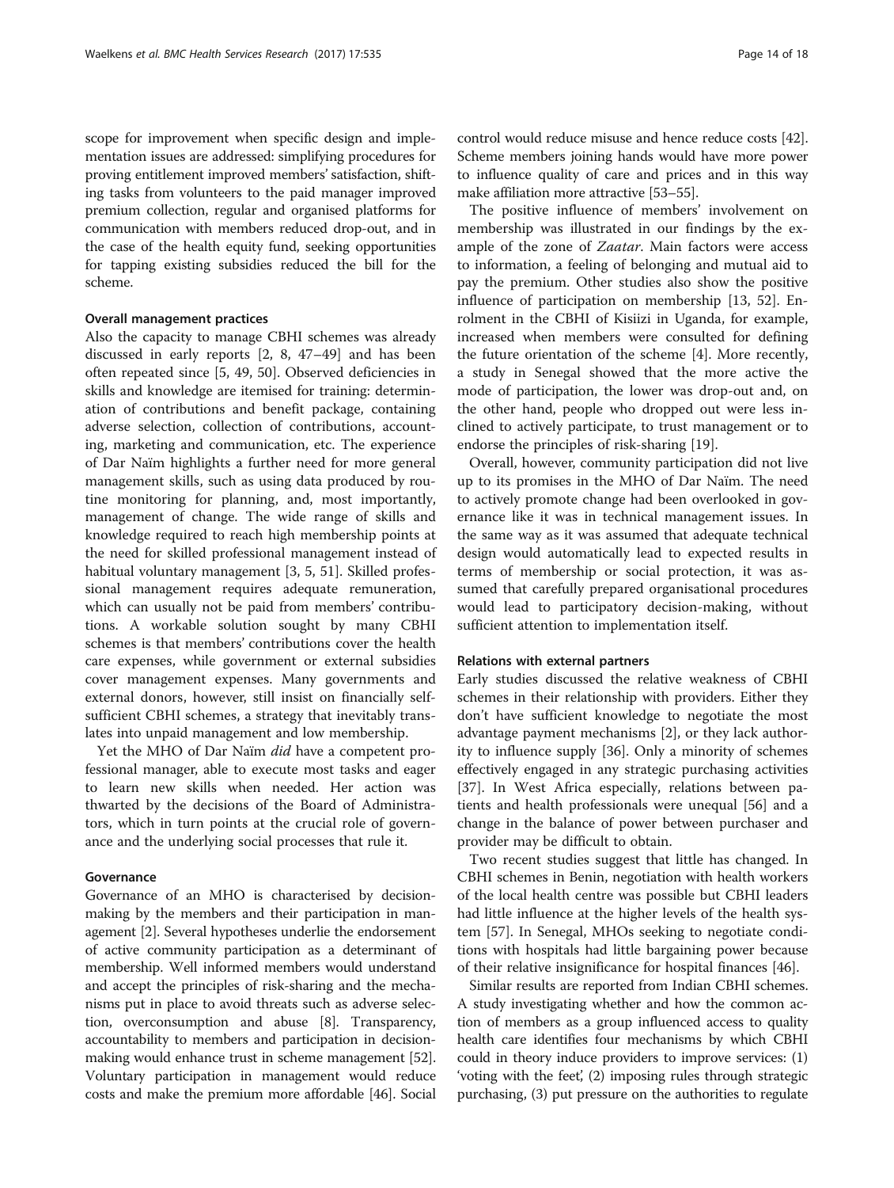scope for improvement when specific design and implementation issues are addressed: simplifying procedures for proving entitlement improved members' satisfaction, shifting tasks from volunteers to the paid manager improved premium collection, regular and organised platforms for communication with members reduced drop-out, and in the case of the health equity fund, seeking opportunities for tapping existing subsidies reduced the bill for the scheme.

#### Overall management practices

Also the capacity to manage CBHI schemes was already discussed in early reports [2, 8, 47–49] and has been often repeated since [5, 49, 50]. Observed deficiencies in skills and knowledge are itemised for training: determination of contributions and benefit package, containing adverse selection, collection of contributions, accounting, marketing and communication, etc. The experience of Dar Naïm highlights a further need for more general management skills, such as using data produced by routine monitoring for planning, and, most importantly, management of change. The wide range of skills and knowledge required to reach high membership points at the need for skilled professional management instead of habitual voluntary management [3, 5, 51]. Skilled professional management requires adequate remuneration, which can usually not be paid from members' contributions. A workable solution sought by many CBHI schemes is that members' contributions cover the health care expenses, while government or external subsidies cover management expenses. Many governments and external donors, however, still insist on financially self-sufficient CBHI schemes, a strategy that inevitably translates into unpaid management and low membership.

Yet the MHO of Dar Naïm *did* have a competent professional manager, able to execute most tasks and eager to learn new skills when needed. Her action was thwarted by the decisions of the Board of Administrators, which in turn points at the crucial role of governance and the underlying social processes that rule it.

#### Governance

Governance of an MHO is characterised by decision-making by the members and their participation in management [2]. Several hypotheses underlie the endorsement of active community participation as a determinant of membership. Well informed members would understand and accept the principles of risk-sharing and the mechanisms put in place to avoid threats such as adverse selection, overconsumption and abuse [8]. Transparency, accountability to members and participation in decision-making would enhance trust in scheme management [52]. Voluntary participation in management would reduce costs and make the premium more affordable [46]. Social control would reduce misuse and hence reduce costs [42]. Scheme members joining hands would have more power to influence quality of care and prices and in this way make affiliation more attractive [53–55].

The positive influence of members' involvement on membership was illustrated in our findings by the example of the zone of *Zaatar*. Main factors were access to information, a feeling of belonging and mutual aid to pay the premium. Other studies also show the positive influence of participation on membership [13, 52]. Enrolment in the CBHI of Kisiizi in Uganda, for example, increased when members were consulted for defining the future orientation of the scheme [4]. More recently, a study in Senegal showed that the more active the mode of participation, the lower was drop-out and, on the other hand, people who dropped out were less inclined to actively participate, to trust management or to endorse the principles of risk-sharing [19].

Overall, however, community participation did not live up to its promises in the MHO of Dar Naïm. The need to actively promote change had been overlooked in governance like it was in technical management issues. In the same way as it was assumed that adequate technical design would automatically lead to expected results in terms of membership or social protection, it was assumed that carefully prepared organisational procedures would lead to participatory decision-making, without sufficient attention to implementation itself.

#### Relations with external partners

Early studies discussed the relative weakness of CBHI schemes in their relationship with providers. Either they don't have sufficient knowledge to negotiate the most advantage payment mechanisms [2], or they lack authority to influence supply [36]. Only a minority of schemes effectively engaged in any strategic purchasing activities [37]. In West Africa especially, relations between patients and health professionals were unequal [56] and a change in the balance of power between purchaser and provider may be difficult to obtain.

Two recent studies suggest that little has changed. In CBHI schemes in Benin, negotiation with health workers of the local health centre was possible but CBHI leaders had little influence at the higher levels of the health system [57]. In Senegal, MHOs seeking to negotiate conditions with hospitals had little bargaining power because of their relative insignificance for hospital finances [46].

Similar results are reported from Indian CBHI schemes. A study investigating whether and how the common action of members as a group influenced access to quality health care identifies four mechanisms by which CBHI could in theory induce providers to improve services: (1) 'voting with the feet', (2) imposing rules through strategic purchasing, (3) put pressure on the authorities to regulate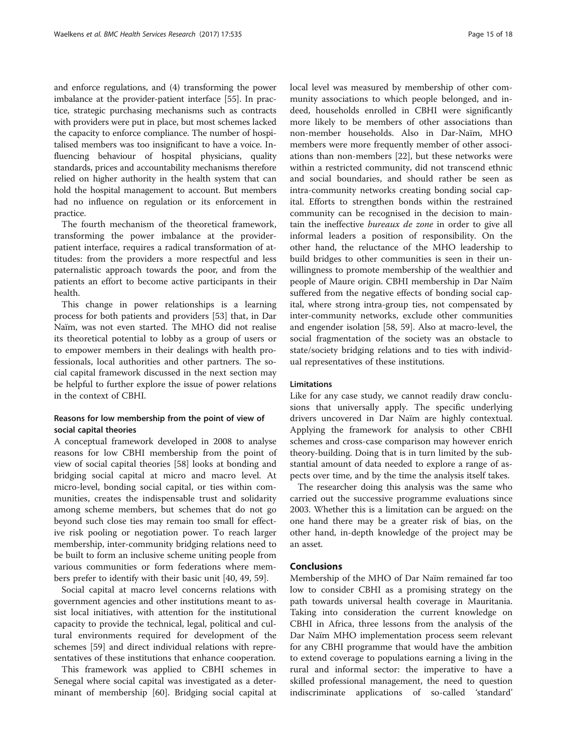and enforce regulations, and (4) transforming the power imbalance at the provider-patient interface [55]. In practice, strategic purchasing mechanisms such as contracts with providers were put in place, but most schemes lacked the capacity to enforce compliance. The number of hospitalised members was too insignificant to have a voice. Influencing behaviour of hospital physicians, quality standards, prices and accountability mechanisms therefore relied on higher authority in the health system that can hold the hospital management to account. But members had no influence on regulation or its enforcement in practice.

The fourth mechanism of the theoretical framework, transforming the power imbalance at the provider-patient interface, requires a radical transformation of attitudes: from the providers a more respectful and less paternalistic approach towards the poor, and from the patients an effort to become active participants in their health.

This change in power relationships is a learning process for both patients and providers [53] that, in Dar Naïm, was not even started. The MHO did not realise its theoretical potential to lobby as a group of users or to empower members in their dealings with health professionals, local authorities and other partners. The social capital framework discussed in the next section may be helpful to further explore the issue of power relations in the context of CBHI.

### Reasons for low membership from the point of view of social capital theories

A conceptual framework developed in 2008 to analyse reasons for low CBHI membership from the point of view of social capital theories [58] looks at bonding and bridging social capital at micro and macro level. At micro-level, bonding social capital, or ties within communities, creates the indispensable trust and solidarity among scheme members, but schemes that do not go beyond such close ties may remain too small for effective risk pooling or negotiation power. To reach larger membership, inter-community bridging relations need to be built to form an inclusive scheme uniting people from various communities or form federations where members prefer to identify with their basic unit [40, 49, 59].

Social capital at macro level concerns relations with government agencies and other institutions meant to assist local initiatives, with attention for the institutional capacity to provide the technical, legal, political and cultural environments required for development of the schemes [59] and direct individual relations with representatives of these institutions that enhance cooperation.

This framework was applied to CBHI schemes in Senegal where social capital was investigated as a determinant of membership [60]. Bridging social capital at local level was measured by membership of other community associations to which people belonged, and indeed, households enrolled in CBHI were significantly more likely to be members of other associations than non-member households. Also in Dar-Naïm, MHO members were more frequently member of other associations than non-members [22], but these networks were within a restricted community, did not transcend ethnic and social boundaries, and should rather be seen as intra-community networks creating bonding social capital. Efforts to strengthen bonds within the restrained community can be recognised in the decision to maintain the ineffective *bureaux de zone* in order to give all informal leaders a position of responsibility. On the other hand, the reluctance of the MHO leadership to build bridges to other communities is seen in their unwillingness to promote membership of the wealthier and people of Maure origin. CBHI membership in Dar Naïm suffered from the negative effects of bonding social capital, where strong intra-group ties, not compensated by inter-community networks, exclude other communities and engender isolation [58, 59]. Also at macro-level, the social fragmentation of the society was an obstacle to state/society bridging relations and to ties with individual representatives of these institutions.

### Limitations

Like for any case study, we cannot readily draw conclusions that universally apply. The specific underlying drivers uncovered in Dar Naïm are highly contextual. Applying the framework for analysis to other CBHI schemes and cross-case comparison may however enrich theory-building. Doing that is in turn limited by the substantial amount of data needed to explore a range of aspects over time, and by the time the analysis itself takes.

The researcher doing this analysis was the same who carried out the successive programme evaluations since 2003. Whether this is a limitation can be argued: on the one hand there may be a greater risk of bias, on the other hand, in-depth knowledge of the project may be an asset.

## Conclusions

Membership of the MHO of Dar Naïm remained far too low to consider CBHI as a promising strategy on the path towards universal health coverage in Mauritania. Taking into consideration the current knowledge on CBHI in Africa, three lessons from the analysis of the Dar Naïm MHO implementation process seem relevant for any CBHI programme that would have the ambition to extend coverage to populations earning a living in the rural and informal sector: the imperative to have a skilled professional management, the need to question indiscriminate applications of so-called 'standard'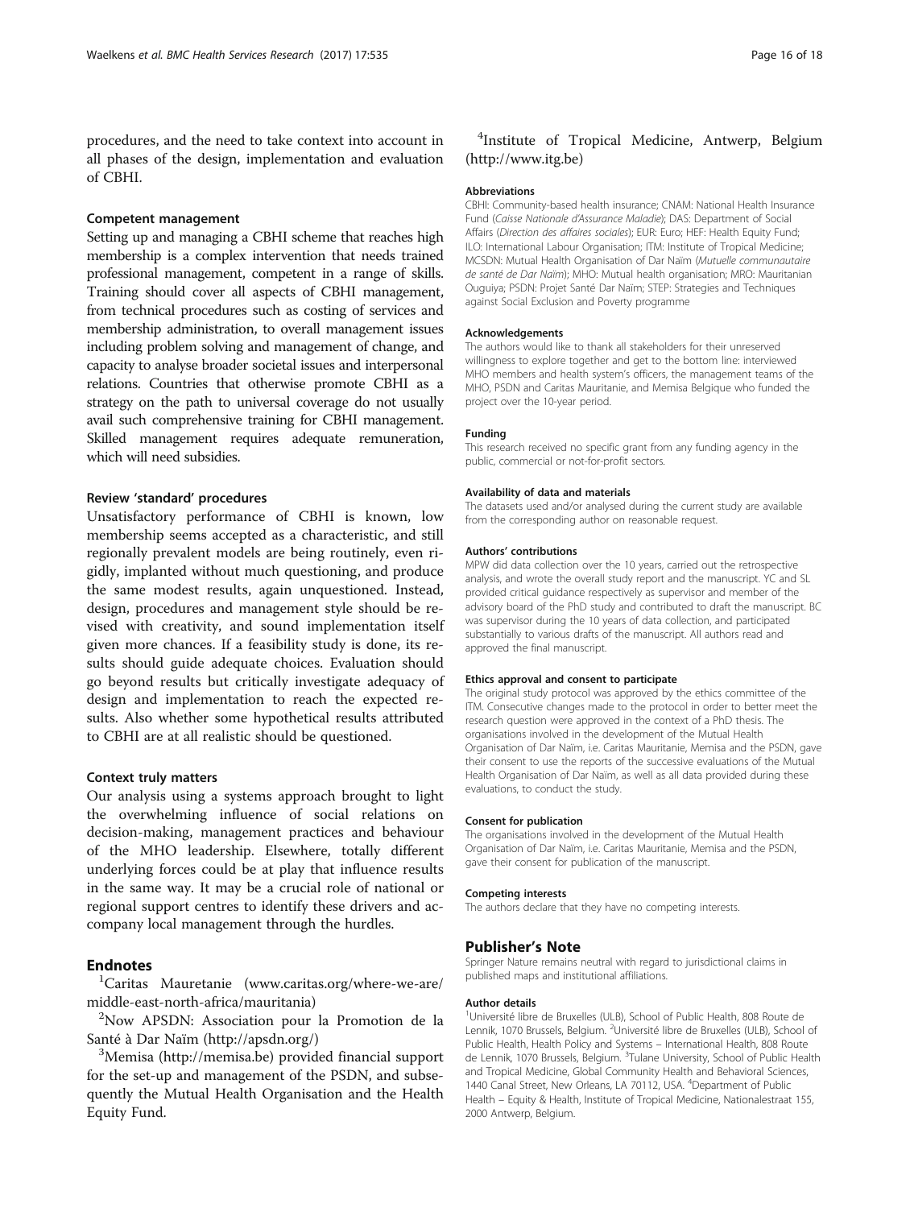procedures, and the need to take context into account in all phases of the design, implementation and evaluation of CBHI.

### Competent management

Setting up and managing a CBHI scheme that reaches high membership is a complex intervention that needs trained professional management, competent in a range of skills. Training should cover all aspects of CBHI management, from technical procedures such as costing of services and membership administration, to overall management issues including problem solving and management of change, and capacity to analyse broader societal issues and interpersonal relations. Countries that otherwise promote CBHI as a strategy on the path to universal coverage do not usually avail such comprehensive training for CBHI management. Skilled management requires adequate remuneration, which will need subsidies.

### Review 'standard' procedures

Unsatisfactory performance of CBHI is known, low membership seems accepted as a characteristic, and still regionally prevalent models are being routinely, even rigidly, implanted without much questioning, and produce the same modest results, again unquestioned. Instead, design, procedures and management style should be revised with creativity, and sound implementation itself given more chances. If a feasibility study is done, its results should guide adequate choices. Evaluation should go beyond results but critically investigate adequacy of design and implementation to reach the expected results. Also whether some hypothetical results attributed to CBHI are at all realistic should be questioned.

### Context truly matters

Our analysis using a systems approach brought to light the overwhelming influence of social relations on decision-making, management practices and behaviour of the MHO leadership. Elsewhere, totally different underlying forces could be at play that influence results in the same way. It may be a crucial role of national or regional support centres to identify these drivers and accompany local management through the hurdles.

## Endnotes

[1]Caritas Mauretanie (www.caritas.org/where-we-are/middle-east-north-africa/mauritania)

[2]Now APSDN: Association pour la Promotion de la Santé à Dar Naïm (http://apsdn.org/)

[3]Memisa (http://memisa.be) provided financial support for the set-up and management of the PSDN, and subsequently the Mutual Health Organisation and the Health Equity Fund.

[4]Institute of Tropical Medicine, Antwerp, Belgium (http://www.itg.be)

#### Abbreviations

CBHI: Community-based health insurance; CNAM: National Health Insurance Fund (*Caisse Nationale d'Assurance Maladie*); DAS: Department of Social Affairs (*Direction des affaires sociales*); EUR: Euro; HEF: Health Equity Fund; ILO: International Labour Organisation; ITM: Institute of Tropical Medicine; MCSDN: Mutual Health Organisation of Dar Naïm (*Mutuelle communautaire de santé de Dar Naïm*); MHO: Mutual health organisation; MRO: Mauritanian Ouguiya; PSDN: Projet Santé Dar Naïm; STEP: Strategies and Techniques against Social Exclusion and Poverty programme

#### Acknowledgements

The authors would like to thank all stakeholders for their unreserved willingness to explore together and get to the bottom line: interviewed MHO members and health system's officers, the management teams of the MHO, PSDN and Caritas Mauritanie, and Memisa Belgique who funded the project over the 10-year period.

#### Funding

This research received no specific grant from any funding agency in the public, commercial or not-for-profit sectors.

#### Availability of data and materials

The datasets used and/or analysed during the current study are available from the corresponding author on reasonable request.

#### Authors' contributions

MPW did data collection over the 10 years, carried out the retrospective analysis, and wrote the overall study report and the manuscript. YC and SL provided critical guidance respectively as supervisor and member of the advisory board of the PhD study and contributed to draft the manuscript. BC was supervisor during the 10 years of data collection, and participated substantially to various drafts of the manuscript. All authors read and approved the final manuscript.

#### Ethics approval and consent to participate

The original study protocol was approved by the ethics committee of the ITM. Consecutive changes made to the protocol in order to better meet the research question were approved in the context of a PhD thesis. The organisations involved in the development of the Mutual Health Organisation of Dar Naïm, i.e. Caritas Mauritanie, Memisa and the PSDN, gave their consent to use the reports of the successive evaluations of the Mutual Health Organisation of Dar Naïm, as well as all data provided during these evaluations, to conduct the study.

#### Consent for publication

The organisations involved in the development of the Mutual Health Organisation of Dar Naïm, i.e. Caritas Mauritanie, Memisa and the PSDN, gave their consent for publication of the manuscript.

#### Competing interests

The authors declare that they have no competing interests.

## Publisher's Note

Springer Nature remains neutral with regard to jurisdictional claims in published maps and institutional affiliations.

#### Author details

[1]Université libre de Bruxelles (ULB), School of Public Health, 808 Route de Lennik, 1070 Brussels, Belgium. [2]Université libre de Bruxelles (ULB), School of Public Health, Health Policy and Systems – International Health, 808 Route de Lennik, 1070 Brussels, Belgium. [3]Tulane University, School of Public Health and Tropical Medicine, Global Community Health and Behavioral Sciences, 1440 Canal Street, New Orleans, LA 70112, USA. [4]Department of Public Health – Equity & Health, Institute of Tropical Medicine, Nationalestraat 155, 2000 Antwerp, Belgium.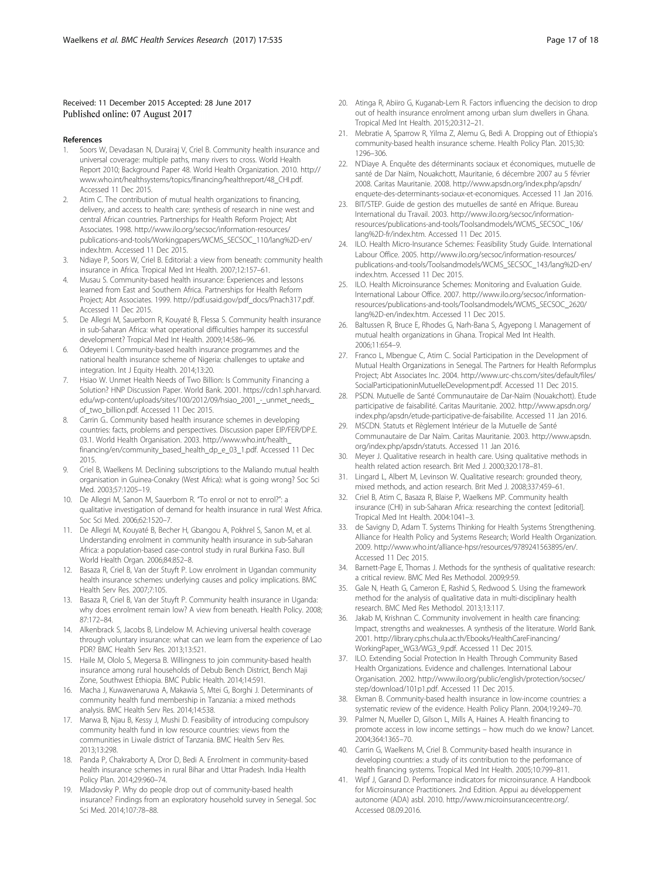Received: 11 December 2015 Accepted: 28 June 2017
Published online: 07 August 2017

## References

1. Soors W, Devadasan N, Durairaj V, Criel B. Community health insurance and universal coverage: multiple paths, many rivers to cross. World Health Report 2010; Background Paper 48. World Health Organization. 2010. http://www.who.int/healthsystems/topics/financing/healthreport/48_CHI.pdf. Accessed 11 Dec 2015.
2. Atim C. The contribution of mutual health organizations to financing, delivery, and access to health care: synthesis of research in nine west and central African countries. Partnerships for Health Reform Project; Abt Associates. 1998. http://www.ilo.org/secsoc/information-resources/publications-and-tools/Workingpapers/WCMS_SECSOC_110/lang%2D-en/index.htm. Accessed 11 Dec 2015.
3. Ndiaye P, Soors W, Criel B. Editorial: a view from beneath: community health insurance in Africa. Tropical Med Int Health. 2007;12:157–61.
4. Musau S. Community-based health insurance: Experiences and lessons learned from East and Southern Africa. Partnerships for Health Reform Project; Abt Associates. 1999. http://pdf.usaid.gov/pdf_docs/Pnach317.pdf. Accessed 11 Dec 2015.
5. De Allegri M, Sauerborn R, Kouyaté B, Flessa S. Community health insurance in sub-Saharan Africa: what operational difficulties hamper its successful development? Tropical Med Int Health. 2009;14:586–96.
6. Odeyemi I. Community-based health insurance programmes and the national health insurance scheme of Nigeria: challenges to uptake and integration. Int J Equity Health. 2014;13:20.
7. Hsiao W. Unmet Health Needs of Two Billion: Is Community Financing a Solution? HNP Discussion Paper. World Bank. 2001. https://cdn1.sph.harvard.edu/wp-content/uploads/sites/100/2012/09/hsiao_2001_-_unmet_needs_of_two_billion.pdf. Accessed 11 Dec 2015.
8. Carrin G.. Community based health insurance schemes in developing countries: facts, problems and perspectives. Discussion paper EIP/FER/DP.E. 03.1. World Health Organisation. 2003. http://www.who.int/health_financing/en/community_based_health_dp_e_03_1.pdf. Accessed 11 Dec 2015.
9. Criel B, Waelkens M. Declining subscriptions to the Maliando mutual health organisation in Guinea-Conakry (West Africa): what is going wrong? Soc Sci Med. 2003;57:1205–19.
10. De Allegri M, Sanon M, Sauerborn R. "To enrol or not to enrol?": a qualitative investigation of demand for health insurance in rural West Africa. Soc Sci Med. 2006;62:1520–7.
11. De Allegri M, Kouyaté B, Becher H, Gbangou A, Pokhrel S, Sanon M, et al. Understanding enrolment in community health insurance in sub-Saharan Africa: a population-based case-control study in rural Burkina Faso. Bull World Health Organ. 2006;84:852–8.
12. Basaza R, Criel B, Van der Stuyft P. Low enrolment in Ugandan community health insurance schemes: underlying causes and policy implications. BMC Health Serv Res. 2007;7:105.
13. Basaza R, Criel B, Van der Stuyft P. Community health insurance in Uganda: why does enrolment remain low? A view from beneath. Health Policy. 2008; 87:172–84.
14. Alkenbrack S, Jacobs B, Lindelow M. Achieving universal health coverage through voluntary insurance: what can we learn from the experience of Lao PDR? BMC Health Serv Res. 2013;13:521.
15. Haile M, Ololo S, Megersa B. Willingness to join community-based health insurance among rural households of Debub Bench District, Bench Maji Zone, Southwest Ethiopia. BMC Public Health. 2014;14:591.
16. Macha J, Kuwawenaruwa A, Makawia S, Mtei G, Borghi J. Determinants of community health fund membership in Tanzania: a mixed methods analysis. BMC Health Serv Res. 2014;14:538.
17. Marwa B, Njau B, Kessy J, Mushi D. Feasibility of introducing compulsory community health fund in low resource countries: views from the communities in Liwale district of Tanzania. BMC Health Serv Res. 2013;13:298.
18. Panda P, Chakraborty A, Dror D, Bedi A. Enrolment in community-based health insurance schemes in rural Bihar and Uttar Pradesh. India Health Policy Plan. 2014;29:960–74.
19. Mladovsky P. Why do people drop out of community-based health insurance? Findings from an exploratory household survey in Senegal. Soc Sci Med. 2014;107:78–88.
20. Atinga R, Abiiro G, Kuganab-Lem R. Factors influencing the decision to drop out of health insurance enrolment among urban slum dwellers in Ghana. Tropical Med Int Health. 2015;20:312–21.
21. Mebratie A, Sparrow R, Yilma Z, Alemu G, Bedi A. Dropping out of Ethiopia's community-based health insurance scheme. Health Policy Plan. 2015;30: 1296–306.
22. N'Diaye A. Enquête des déterminants sociaux et économiques, mutuelle de santé de Dar Naïm, Nouakchott, Mauritanie, 6 décembre 2007 au 5 février 2008. Caritas Mauritanie. 2008. http://www.apsdn.org/index.php/apsdn/enquete-des-determinants-sociaux-et-economiques. Accessed 11 Jan 2016.
23. BIT/STEP. Guide de gestion des mutuelles de santé en Afrique. Bureau International du Travail. 2003. http://www.ilo.org/secsoc/information-resources/publications-and-tools/Toolsandmodels/WCMS_SECSOC_106/lang%2D-fr/index.htm. Accessed 11 Dec 2015.
24. ILO. Health Micro-Insurance Schemes: Feasibility Study Guide. International Labour Office. 2005. http://www.ilo.org/secsoc/information-resources/publications-and-tools/Toolsandmodels/WCMS_SECSOC_143/lang%2D-en/index.htm. Accessed 11 Dec 2015.
25. ILO. Health Microinsurance Schemes: Monitoring and Evaluation Guide. International Labour Office. 2007. http://www.ilo.org/secsoc/information-resources/publications-and-tools/Toolsandmodels/WCMS_SECSOC_2620/lang%2D-en/index.htm. Accessed 11 Dec 2015.
26. Baltussen R, Bruce E, Rhodes G, Narh-Bana S, Agyepong I. Management of mutual health organizations in Ghana. Tropical Med Int Health. 2006;11:654–9.
27. Franco L, Mbengue C, Atim C. Social Participation in the Development of Mutual Health Organizations in Senegal. The Partners for Health Reformplus Project; Abt Associates Inc. 2004. http://www.urc-chs.com/sites/default/files/SocialParticipationinMutuelleDevelopment.pdf. Accessed 11 Dec 2015.
28. PSDN. Mutuelle de Santé Communautaire de Dar-Naïm (Nouakchott). Etude participative de faisabilité. Caritas Mauritanie. 2002. http://www.apsdn.org/index.php/apsdn/etude-participative-de-faisabilite. Accessed 11 Jan 2016.
29. MSCDN. Statuts et Règlement Intérieur de la Mutuelle de Santé Communautaire de Dar Naïm. Caritas Mauritanie. 2003. http://www.apsdn.org/index.php/apsdn/statuts. Accessed 11 Jan 2016.
30. Meyer J. Qualitative research in health care. Using qualitative methods in health related action research. Brit Med J. 2000;320:178–81.
31. Lingard L, Albert M, Levinson W. Qualitative research: grounded theory, mixed methods, and action research. Brit Med J. 2008;337:459–61.
32. Criel B, Atim C, Basaza R, Blaise P, Waelkens MP. Community health insurance (CHI) in sub-Saharan Africa: researching the context [editorial]. Tropical Med Int Health. 2004:1041–3.
33. de Savigny D, Adam T. Systems Thinking for Health Systems Strengthening. Alliance for Health Policy and Systems Research; World Health Organization. 2009. http://www.who.int/alliance-hpsr/resources/9789241563895/en/. Accessed 11 Dec 2015.
34. Barnett-Page E, Thomas J. Methods for the synthesis of qualitative research: a critical review. BMC Med Res Methodol. 2009;9:59.
35. Gale N, Heath G, Cameron E, Rashid S, Redwood S. Using the framework method for the analysis of qualitative data in multi-disciplinary health research. BMC Med Res Methodol. 2013;13:117.
36. Jakab M, Krishnan C. Community involvement in health care financing: Impact, strengths and weaknesses. A synthesis of the literature. World Bank. 2001. http://library.cphs.chula.ac.th/Ebooks/HealthCareFinancing/WorkingPaper_WG3/WG3_9.pdf. Accessed 11 Dec 2015.
37. ILO. Extending Social Protection In Health Through Community Based Health Organizations. Evidence and challenges. International Labour Organisation. 2002. http://www.ilo.org/public/english/protection/socsec/step/download/101p1.pdf. Accessed 11 Dec 2015.
38. Ekman B. Community-based health insurance in low-income countries: a systematic review of the evidence. Health Policy Plann. 2004;19:249–70.
39. Palmer N, Mueller D, Gilson L, Mills A, Haines A. Health financing to promote access in low income settings – how much do we know? Lancet. 2004;364:1365–70.
40. Carrin G, Waelkens M, Criel B. Community-based health insurance in developing countries: a study of its contribution to the performance of health financing systems. Tropical Med Int Health. 2005;10:799–811.
41. Wipf J, Garand D. Performance indicators for microinsurance. A Handbook for Microinsurance Practitioners. 2nd Edition. Appui au développement autonome (ADA) asbl. 2010. http://www.microinsurancecentre.org/. Accessed 08.09.2016.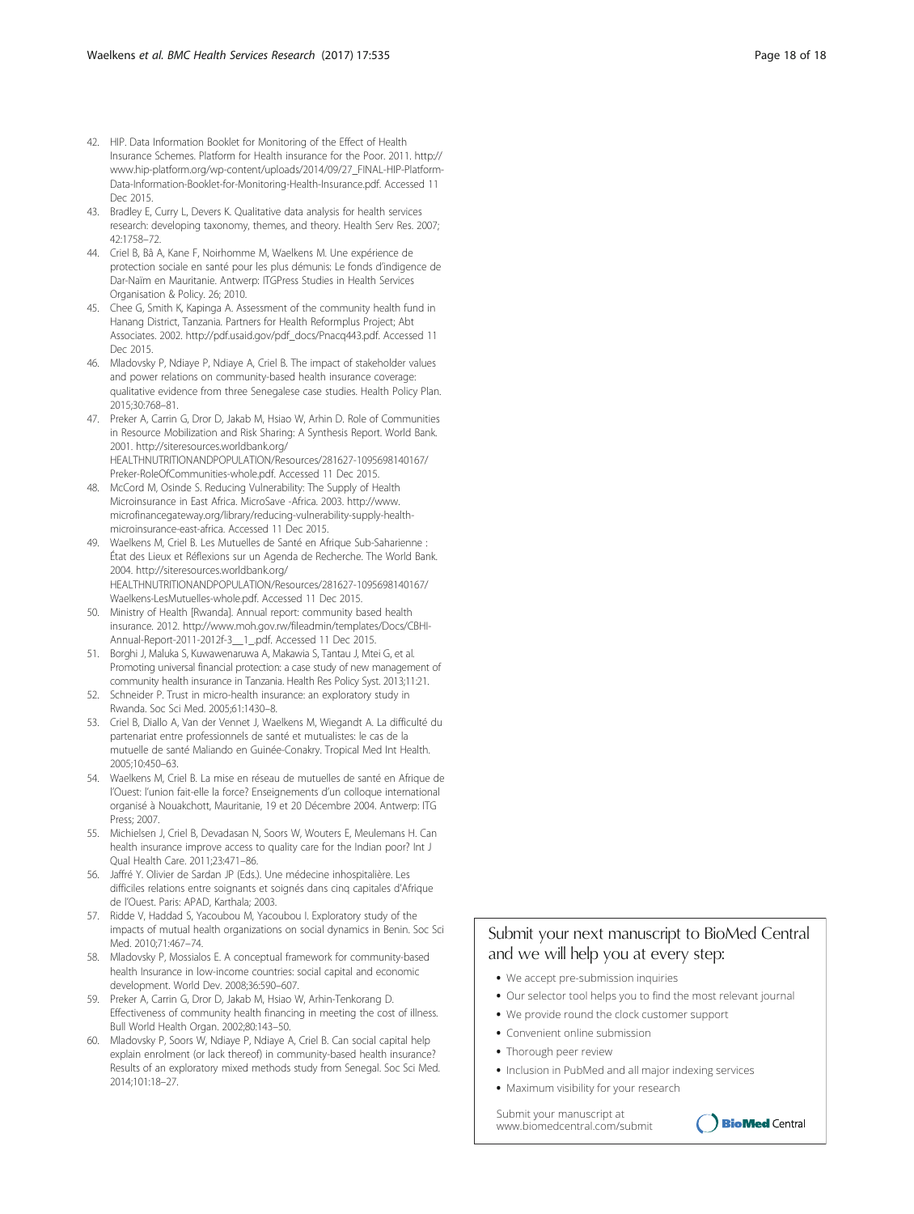42. HIP. Data Information Booklet for Monitoring of the Effect of Health Insurance Schemes. Platform for Health insurance for the Poor. 2011. http://www.hip-platform.org/wp-content/uploads/2014/09/27_FINAL-HIP-Platform-Data-Information-Booklet-for-Monitoring-Health-Insurance.pdf. Accessed 11 Dec 2015.
43. Bradley E, Curry L, Devers K. Qualitative data analysis for health services research: developing taxonomy, themes, and theory. Health Serv Res. 2007; 42:1758–72.
44. Criel B, Bâ A, Kane F, Noirhomme M, Waelkens M. Une expérience de protection sociale en santé pour les plus démunis: Le fonds d'indigence de Dar-Naïm en Mauritanie. Antwerp: ITGPress Studies in Health Services Organisation & Policy. 26; 2010.
45. Chee G, Smith K, Kapinga A. Assessment of the community health fund in Hanang District, Tanzania. Partners for Health Reformplus Project; Abt Associates. 2002. http://pdf.usaid.gov/pdf_docs/Pnacq443.pdf. Accessed 11 Dec 2015.
46. Mladovsky P, Ndiaye P, Ndiaye A, Criel B. The impact of stakeholder values and power relations on community-based health insurance coverage: qualitative evidence from three Senegalese case studies. Health Policy Plan. 2015;30:768–81.
47. Preker A, Carrin G, Dror D, Jakab M, Hsiao W, Arhin D. Role of Communities in Resource Mobilization and Risk Sharing: A Synthesis Report. World Bank. 2001. http://siteresources.worldbank.org/HEALTHNUTRITIONANDPOPULATION/Resources/281627-1095698140167/Preker-RoleOfCommunities-whole.pdf. Accessed 11 Dec 2015.
48. McCord M, Osinde S. Reducing Vulnerability: The Supply of Health Microinsurance in East Africa. MicroSave -Africa. 2003. http://www.microfinancegateway.org/library/reducing-vulnerability-supply-health-microinsurance-east-africa. Accessed 11 Dec 2015.
49. Waelkens M, Criel B. Les Mutuelles de Santé en Afrique Sub-Saharienne : État des Lieux et Réflexions sur un Agenda de Recherche. The World Bank. 2004. http://siteresources.worldbank.org/HEALTHNUTRITIONANDPOPULATION/Resources/281627-1095698140167/Waelkens-LesMutuelles-whole.pdf. Accessed 11 Dec 2015.
50. Ministry of Health [Rwanda]. Annual report: community based health insurance. 2012. http://www.moh.gov.rw/fileadmin/templates/Docs/CBHI-Annual-Report-2011-2012f-3__1_.pdf. Accessed 11 Dec 2015.
51. Borghi J, Maluka S, Kuwawenaruwa A, Makawia S, Tantau J, Mtei G, et al. Promoting universal financial protection: a case study of new management of community health insurance in Tanzania. Health Res Policy Syst. 2013;11:21.
52. Schneider P. Trust in micro-health insurance: an exploratory study in Rwanda. Soc Sci Med. 2005;61:1430–8.
53. Criel B, Diallo A, Van der Vennet J, Waelkens M, Wiegandt A. La difficulté du partenariat entre professionnels de santé et mutualistes: le cas de la mutuelle de santé Maliando en Guinée-Conakry. Tropical Med Int Health. 2005;10:450–63.
54. Waelkens M, Criel B. La mise en réseau de mutuelles de santé en Afrique de l'Ouest: l'union fait-elle la force? Enseignements d'un colloque international organisé à Nouakchott, Mauritanie, 19 et 20 Décembre 2004. Antwerp: ITG Press; 2007.
55. Michielsen J, Criel B, Devadasan N, Soors W, Wouters E, Meulemans H. Can health insurance improve access to quality care for the Indian poor? Int J Qual Health Care. 2011;23:471–86.
56. Jaffré Y. Olivier de Sardan JP (Eds.). Une médecine inhospitalière. Les difficiles relations entre soignants et soignés dans cinq capitales d'Afrique de l'Ouest. Paris: APAD, Karthala; 2003.
57. Ridde V, Haddad S, Yacoubou M, Yacoubou I. Exploratory study of the impacts of mutual health organizations on social dynamics in Benin. Soc Sci Med. 2010;71:467–74.
58. Mladovsky P, Mossialos E. A conceptual framework for community-based health Insurance in low-income countries: social capital and economic development. World Dev. 2008;36:590–607.
59. Preker A, Carrin G, Dror D, Jakab M, Hsiao W, Arhin-Tenkorang D. Effectiveness of community health financing in meeting the cost of illness. Bull World Health Organ. 2002;80:143–50.
60. Mladovsky P, Soors W, Ndiaye P, Ndiaye A, Criel B. Can social capital help explain enrolment (or lack thereof) in community-based health insurance? Results of an exploratory mixed methods study from Senegal. Soc Sci Med. 2014;101:18–27.

Submit your next manuscript to BioMed Central and we will help you at every step:

- We accept pre-submission inquiries
- Our selector tool helps you to find the most relevant journal
- We provide round the clock customer support
- Convenient online submission
- Thorough peer review
- Inclusion in PubMed and all major indexing services
- Maximum visibility for your research

Submit your manuscript at www.biomedcentral.com/submit

BioMed Central